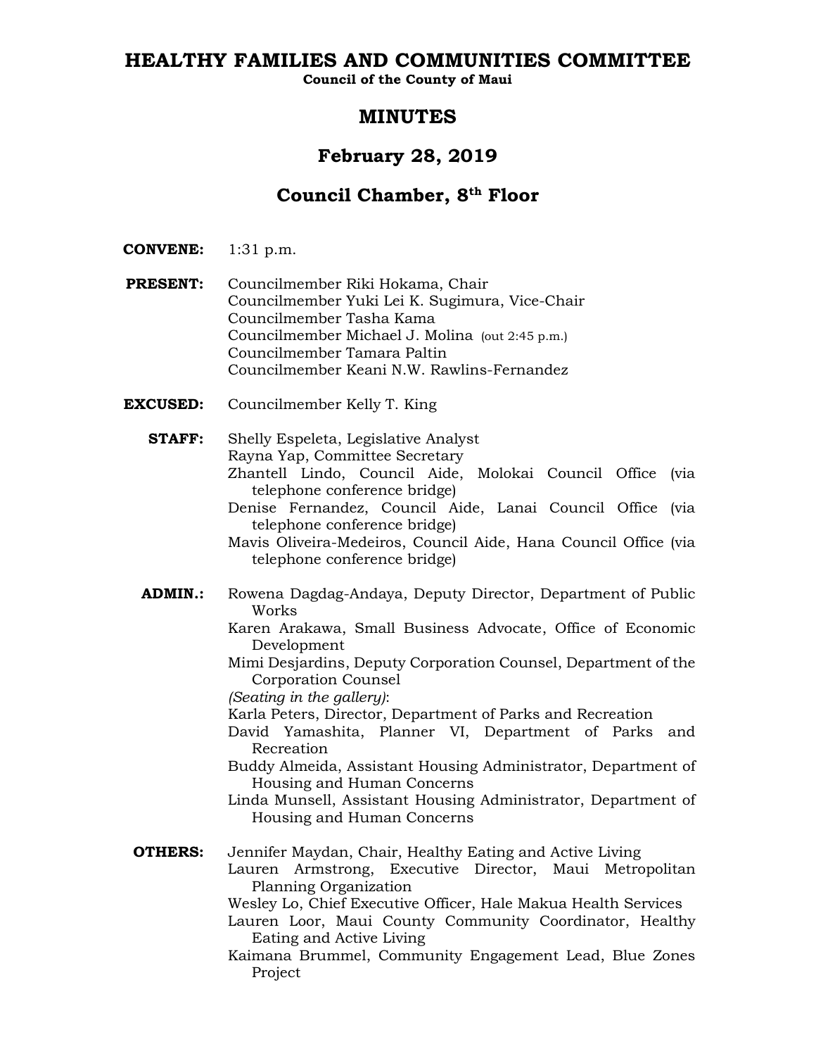# HEALTHY FAMILIES AND COMMUNITIES COMMITTEE

**Council of the County of Maui**

## MINUTES

## February 28, 2019

## Council Chamber, 8th Floor

**CONVENE:** 1:31 p.m.

**PRESENT:**
Councilmember Riki Hokama, Chair
Councilmember Yuki Lei K. Sugimura, Vice-Chair
Councilmember Tasha Kama
Councilmember Michael J. Molina (out 2:45 p.m.)
Councilmember Tamara Paltin
Councilmember Keani N.W. Rawlins-Fernandez

**EXCUSED:** Councilmember Kelly T. King

**STAFF:**
Shelly Espeleta, Legislative Analyst
Rayna Yap, Committee Secretary
Zhantell Lindo, Council Aide, Molokai Council Office (via telephone conference bridge)
Denise Fernandez, Council Aide, Lanai Council Office (via telephone conference bridge)
Mavis Oliveira-Medeiros, Council Aide, Hana Council Office (via telephone conference bridge)

**ADMIN.:**
Rowena Dagdag-Andaya, Deputy Director, Department of Public Works
Karen Arakawa, Small Business Advocate, Office of Economic Development
Mimi Desjardins, Deputy Corporation Counsel, Department of the Corporation Counsel
*(Seating in the gallery)*:
Karla Peters, Director, Department of Parks and Recreation
David Yamashita, Planner VI, Department of Parks and Recreation
Buddy Almeida, Assistant Housing Administrator, Department of Housing and Human Concerns
Linda Munsell, Assistant Housing Administrator, Department of Housing and Human Concerns

**OTHERS:**
Jennifer Maydan, Chair, Healthy Eating and Active Living
Lauren Armstrong, Executive Director, Maui Metropolitan Planning Organization
Wesley Lo, Chief Executive Officer, Hale Makua Health Services
Lauren Loor, Maui County Community Coordinator, Healthy Eating and Active Living
Kaimana Brummel, Community Engagement Lead, Blue Zones Project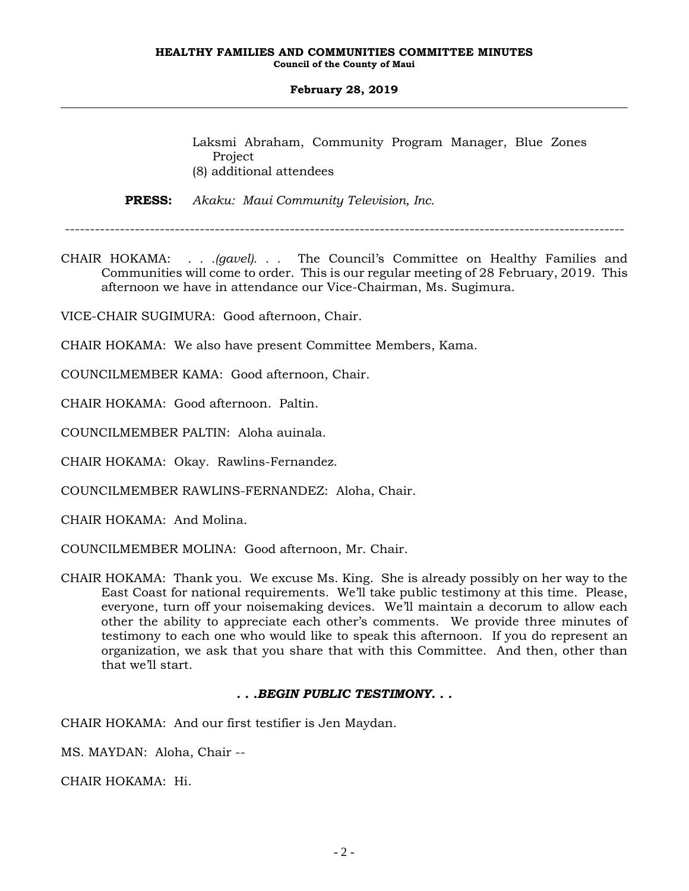Laksmi Abraham, Community Program Manager, Blue Zones Project
(8) additional attendees

**PRESS:** *Akaku: Maui Community Television, Inc.*

---

CHAIR HOKAMA: . . .*(gavel)*. . . The Council's Committee on Healthy Families and Communities will come to order. This is our regular meeting of 28 February, 2019. This afternoon we have in attendance our Vice-Chairman, Ms. Sugimura.

VICE-CHAIR SUGIMURA: Good afternoon, Chair.

CHAIR HOKAMA: We also have present Committee Members, Kama.

COUNCILMEMBER KAMA: Good afternoon, Chair.

CHAIR HOKAMA: Good afternoon. Paltin.

COUNCILMEMBER PALTIN: Aloha auinala.

CHAIR HOKAMA: Okay. Rawlins-Fernandez.

COUNCILMEMBER RAWLINS-FERNANDEZ: Aloha, Chair.

CHAIR HOKAMA: And Molina.

COUNCILMEMBER MOLINA: Good afternoon, Mr. Chair.

CHAIR HOKAMA: Thank you. We excuse Ms. King. She is already possibly on her way to the East Coast for national requirements. We'll take public testimony at this time. Please, everyone, turn off your noisemaking devices. We'll maintain a decorum to allow each other the ability to appreciate each other's comments. We provide three minutes of testimony to each one who would like to speak this afternoon. If you do represent an organization, we ask that you share that with this Committee. And then, other than that we'll start.

***. . .BEGIN PUBLIC TESTIMONY. . .***

CHAIR HOKAMA: And our first testifier is Jen Maydan.

MS. MAYDAN: Aloha, Chair --

CHAIR HOKAMA: Hi.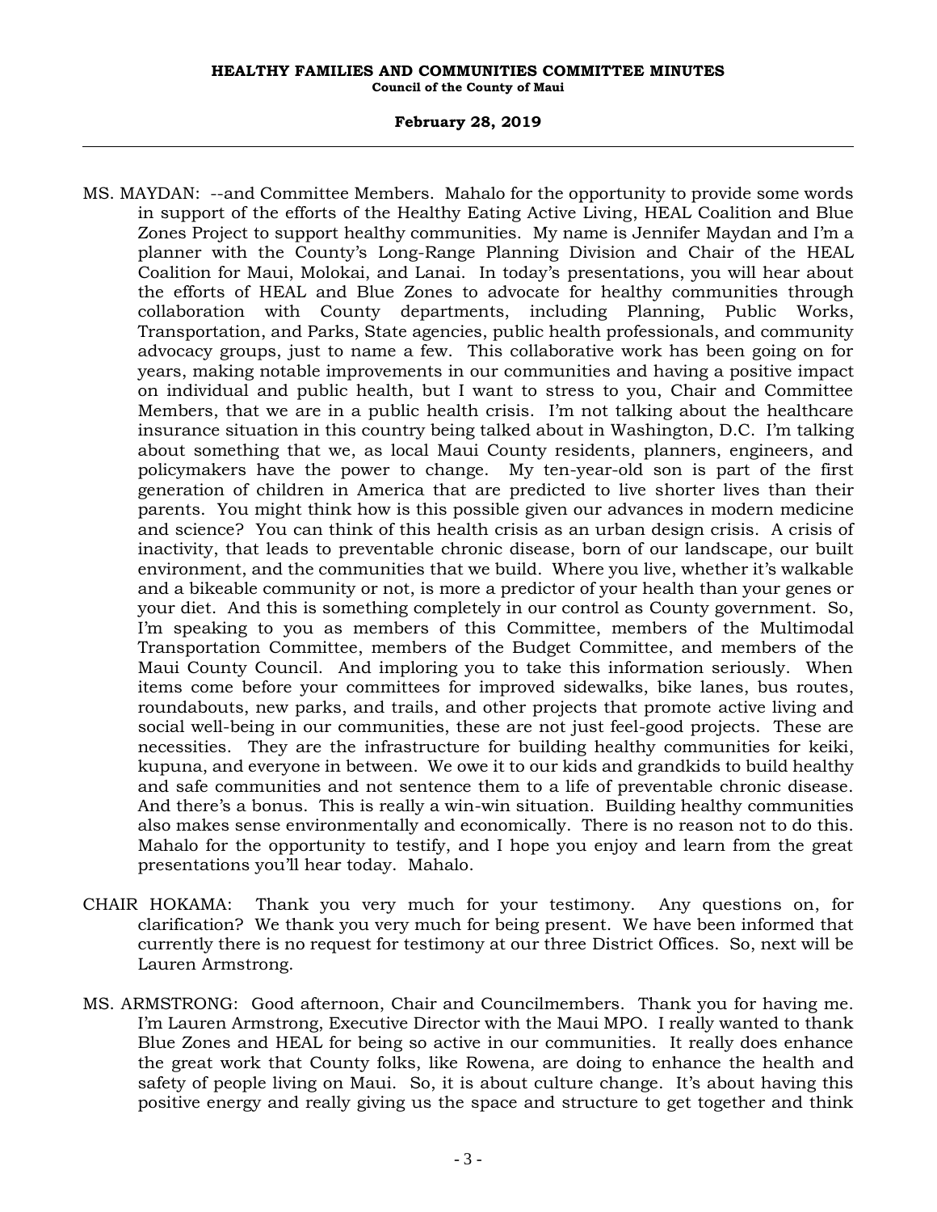MS. MAYDAN: --and Committee Members. Mahalo for the opportunity to provide some words in support of the efforts of the Healthy Eating Active Living, HEAL Coalition and Blue Zones Project to support healthy communities. My name is Jennifer Maydan and I'm a planner with the County's Long-Range Planning Division and Chair of the HEAL Coalition for Maui, Molokai, and Lanai. In today's presentations, you will hear about the efforts of HEAL and Blue Zones to advocate for healthy communities through collaboration with County departments, including Planning, Public Works, Transportation, and Parks, State agencies, public health professionals, and community advocacy groups, just to name a few. This collaborative work has been going on for years, making notable improvements in our communities and having a positive impact on individual and public health, but I want to stress to you, Chair and Committee Members, that we are in a public health crisis. I'm not talking about the healthcare insurance situation in this country being talked about in Washington, D.C. I'm talking about something that we, as local Maui County residents, planners, engineers, and policymakers have the power to change. My ten-year-old son is part of the first generation of children in America that are predicted to live shorter lives than their parents. You might think how is this possible given our advances in modern medicine and science? You can think of this health crisis as an urban design crisis. A crisis of inactivity, that leads to preventable chronic disease, born of our landscape, our built environment, and the communities that we build. Where you live, whether it's walkable and a bikeable community or not, is more a predictor of your health than your genes or your diet. And this is something completely in our control as County government. So, I'm speaking to you as members of this Committee, members of the Multimodal Transportation Committee, members of the Budget Committee, and members of the Maui County Council. And imploring you to take this information seriously. When items come before your committees for improved sidewalks, bike lanes, bus routes, roundabouts, new parks, and trails, and other projects that promote active living and social well-being in our communities, these are not just feel-good projects. These are necessities. They are the infrastructure for building healthy communities for keiki, kupuna, and everyone in between. We owe it to our kids and grandkids to build healthy and safe communities and not sentence them to a life of preventable chronic disease. And there's a bonus. This is really a win-win situation. Building healthy communities also makes sense environmentally and economically. There is no reason not to do this. Mahalo for the opportunity to testify, and I hope you enjoy and learn from the great presentations you'll hear today. Mahalo.

CHAIR HOKAMA: Thank you very much for your testimony. Any questions on, for clarification? We thank you very much for being present. We have been informed that currently there is no request for testimony at our three District Offices. So, next will be Lauren Armstrong.

MS. ARMSTRONG: Good afternoon, Chair and Councilmembers. Thank you for having me. I'm Lauren Armstrong, Executive Director with the Maui MPO. I really wanted to thank Blue Zones and HEAL for being so active in our communities. It really does enhance the great work that County folks, like Rowena, are doing to enhance the health and safety of people living on Maui. So, it is about culture change. It's about having this positive energy and really giving us the space and structure to get together and think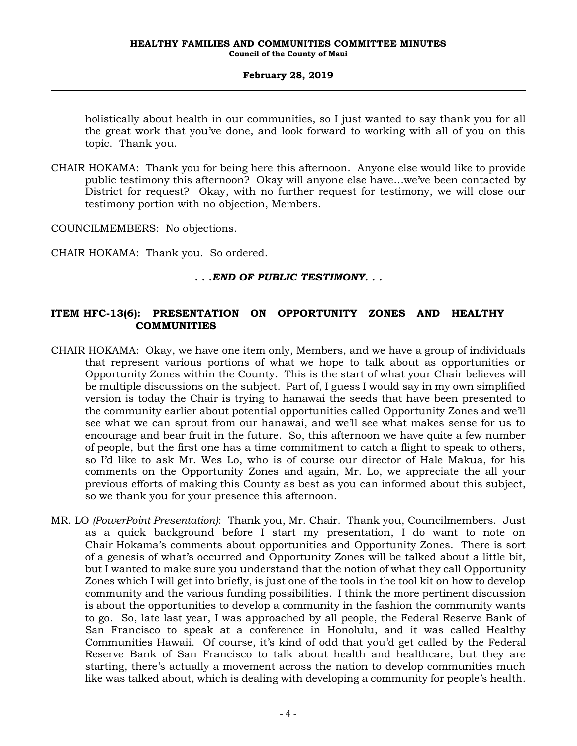holistically about health in our communities, so I just wanted to say thank you for all the great work that you've done, and look forward to working with all of you on this topic. Thank you.

CHAIR HOKAMA: Thank you for being here this afternoon. Anyone else would like to provide public testimony this afternoon? Okay will anyone else have…we've been contacted by District for request? Okay, with no further request for testimony, we will close our testimony portion with no objection, Members.

COUNCILMEMBERS: No objections.

CHAIR HOKAMA: Thank you. So ordered.

***. . .END OF PUBLIC TESTIMONY. . .***

**ITEM HFC-13(6): PRESENTATION ON OPPORTUNITY ZONES AND HEALTHY COMMUNITIES**

CHAIR HOKAMA: Okay, we have one item only, Members, and we have a group of individuals that represent various portions of what we hope to talk about as opportunities or Opportunity Zones within the County. This is the start of what your Chair believes will be multiple discussions on the subject. Part of, I guess I would say in my own simplified version is today the Chair is trying to hanawai the seeds that have been presented to the community earlier about potential opportunities called Opportunity Zones and we'll see what we can sprout from our hanawai, and we'll see what makes sense for us to encourage and bear fruit in the future. So, this afternoon we have quite a few number of people, but the first one has a time commitment to catch a flight to speak to others, so I'd like to ask Mr. Wes Lo, who is of course our director of Hale Makua, for his comments on the Opportunity Zones and again, Mr. Lo, we appreciate the all your previous efforts of making this County as best as you can informed about this subject, so we thank you for your presence this afternoon.

MR. LO *(PowerPoint Presentation)*: Thank you, Mr. Chair. Thank you, Councilmembers. Just as a quick background before I start my presentation, I do want to note on Chair Hokama's comments about opportunities and Opportunity Zones. There is sort of a genesis of what's occurred and Opportunity Zones will be talked about a little bit, but I wanted to make sure you understand that the notion of what they call Opportunity Zones which I will get into briefly, is just one of the tools in the tool kit on how to develop community and the various funding possibilities. I think the more pertinent discussion is about the opportunities to develop a community in the fashion the community wants to go. So, late last year, I was approached by all people, the Federal Reserve Bank of San Francisco to speak at a conference in Honolulu, and it was called Healthy Communities Hawaii. Of course, it's kind of odd that you'd get called by the Federal Reserve Bank of San Francisco to talk about health and healthcare, but they are starting, there's actually a movement across the nation to develop communities much like was talked about, which is dealing with developing a community for people's health.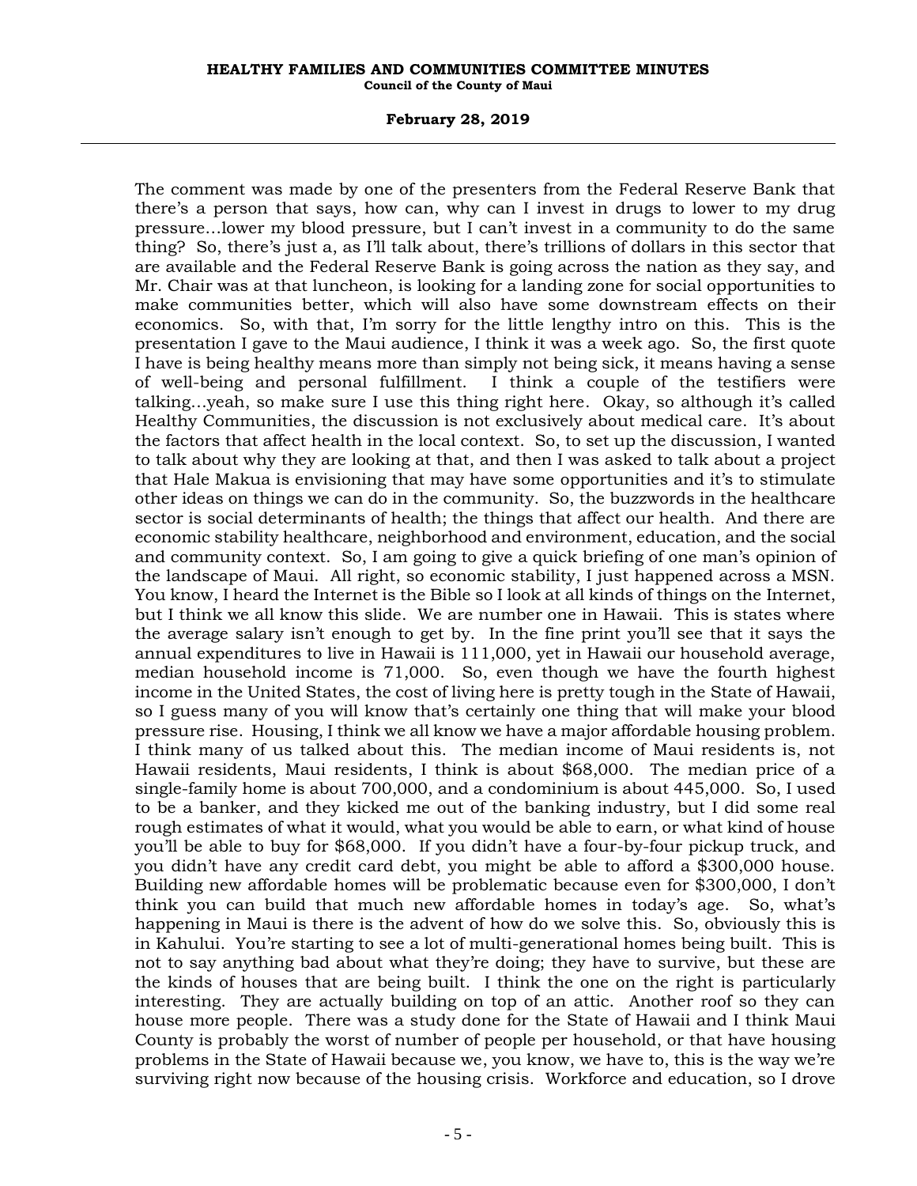The comment was made by one of the presenters from the Federal Reserve Bank that there's a person that says, how can, why can I invest in drugs to lower to my drug pressure…lower my blood pressure, but I can't invest in a community to do the same thing? So, there's just a, as I'll talk about, there's trillions of dollars in this sector that are available and the Federal Reserve Bank is going across the nation as they say, and Mr. Chair was at that luncheon, is looking for a landing zone for social opportunities to make communities better, which will also have some downstream effects on their economics. So, with that, I'm sorry for the little lengthy intro on this. This is the presentation I gave to the Maui audience, I think it was a week ago. So, the first quote I have is being healthy means more than simply not being sick, it means having a sense of well-being and personal fulfillment. I think a couple of the testifiers were talking…yeah, so make sure I use this thing right here. Okay, so although it's called Healthy Communities, the discussion is not exclusively about medical care. It's about the factors that affect health in the local context. So, to set up the discussion, I wanted to talk about why they are looking at that, and then I was asked to talk about a project that Hale Makua is envisioning that may have some opportunities and it's to stimulate other ideas on things we can do in the community. So, the buzzwords in the healthcare sector is social determinants of health; the things that affect our health. And there are economic stability healthcare, neighborhood and environment, education, and the social and community context. So, I am going to give a quick briefing of one man's opinion of the landscape of Maui. All right, so economic stability, I just happened across a MSN. You know, I heard the Internet is the Bible so I look at all kinds of things on the Internet, but I think we all know this slide. We are number one in Hawaii. This is states where the average salary isn't enough to get by. In the fine print you'll see that it says the annual expenditures to live in Hawaii is 111,000, yet in Hawaii our household average, median household income is 71,000. So, even though we have the fourth highest income in the United States, the cost of living here is pretty tough in the State of Hawaii, so I guess many of you will know that's certainly one thing that will make your blood pressure rise. Housing, I think we all know we have a major affordable housing problem. I think many of us talked about this. The median income of Maui residents is, not Hawaii residents, Maui residents, I think is about $68,000. The median price of a single-family home is about 700,000, and a condominium is about 445,000. So, I used to be a banker, and they kicked me out of the banking industry, but I did some real rough estimates of what it would, what you would be able to earn, or what kind of house you'll be able to buy for $68,000. If you didn't have a four-by-four pickup truck, and you didn't have any credit card debt, you might be able to afford a $300,000 house. Building new affordable homes will be problematic because even for $300,000, I don't think you can build that much new affordable homes in today's age. So, what's happening in Maui is there is the advent of how do we solve this. So, obviously this is in Kahului. You're starting to see a lot of multi-generational homes being built. This is not to say anything bad about what they're doing; they have to survive, but these are the kinds of houses that are being built. I think the one on the right is particularly interesting. They are actually building on top of an attic. Another roof so they can house more people. There was a study done for the State of Hawaii and I think Maui County is probably the worst of number of people per household, or that have housing problems in the State of Hawaii because we, you know, we have to, this is the way we're surviving right now because of the housing crisis. Workforce and education, so I drove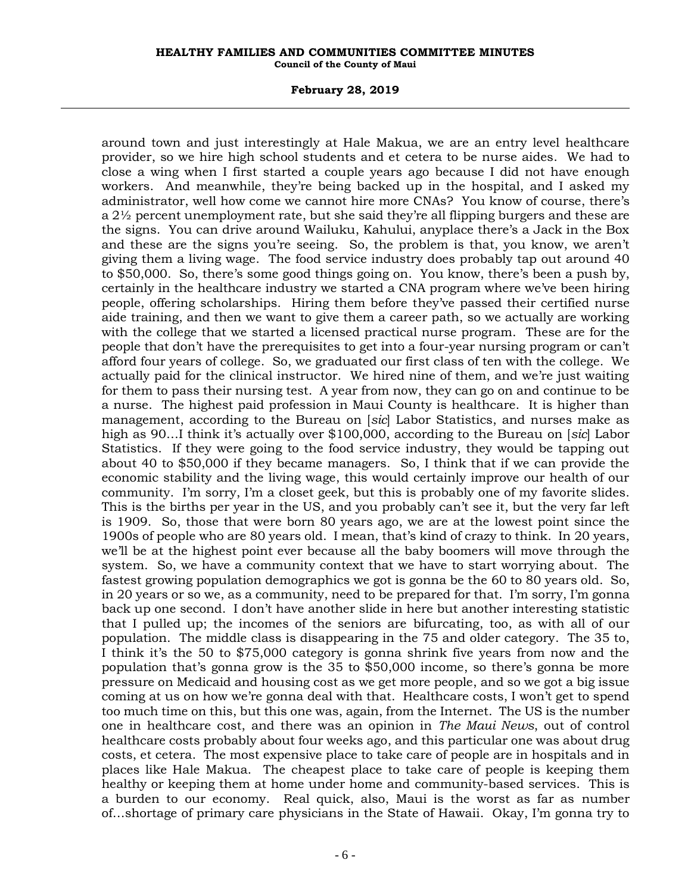around town and just interestingly at Hale Makua, we are an entry level healthcare provider, so we hire high school students and et cetera to be nurse aides. We had to close a wing when I first started a couple years ago because I did not have enough workers. And meanwhile, they're being backed up in the hospital, and I asked my administrator, well how come we cannot hire more CNAs? You know of course, there's a 2½ percent unemployment rate, but she said they're all flipping burgers and these are the signs. You can drive around Wailuku, Kahului, anyplace there's a Jack in the Box and these are the signs you're seeing. So, the problem is that, you know, we aren't giving them a living wage. The food service industry does probably tap out around 40 to $50,000. So, there's some good things going on. You know, there's been a push by, certainly in the healthcare industry we started a CNA program where we've been hiring people, offering scholarships. Hiring them before they've passed their certified nurse aide training, and then we want to give them a career path, so we actually are working with the college that we started a licensed practical nurse program. These are for the people that don't have the prerequisites to get into a four-year nursing program or can't afford four years of college. So, we graduated our first class of ten with the college. We actually paid for the clinical instructor. We hired nine of them, and we're just waiting for them to pass their nursing test. A year from now, they can go on and continue to be a nurse. The highest paid profession in Maui County is healthcare. It is higher than management, according to the Bureau on [*sic*] Labor Statistics, and nurses make as high as 90...I think it's actually over $100,000, according to the Bureau on [*sic*] Labor Statistics. If they were going to the food service industry, they would be tapping out about 40 to $50,000 if they became managers. So, I think that if we can provide the economic stability and the living wage, this would certainly improve our health of our community. I'm sorry, I'm a closet geek, but this is probably one of my favorite slides. This is the births per year in the US, and you probably can't see it, but the very far left is 1909. So, those that were born 80 years ago, we are at the lowest point since the 1900s of people who are 80 years old. I mean, that's kind of crazy to think. In 20 years, we'll be at the highest point ever because all the baby boomers will move through the system. So, we have a community context that we have to start worrying about. The fastest growing population demographics we got is gonna be the 60 to 80 years old. So, in 20 years or so we, as a community, need to be prepared for that. I'm sorry, I'm gonna back up one second. I don't have another slide in here but another interesting statistic that I pulled up; the incomes of the seniors are bifurcating, too, as with all of our population. The middle class is disappearing in the 75 and older category. The 35 to, I think it's the 50 to $75,000 category is gonna shrink five years from now and the population that's gonna grow is the 35 to $50,000 income, so there's gonna be more pressure on Medicaid and housing cost as we get more people, and so we got a big issue coming at us on how we're gonna deal with that. Healthcare costs, I won't get to spend too much time on this, but this one was, again, from the Internet. The US is the number one in healthcare cost, and there was an opinion in *The Maui News*, out of control healthcare costs probably about four weeks ago, and this particular one was about drug costs, et cetera. The most expensive place to take care of people are in hospitals and in places like Hale Makua. The cheapest place to take care of people is keeping them healthy or keeping them at home under home and community-based services. This is a burden to our economy. Real quick, also, Maui is the worst as far as number of...shortage of primary care physicians in the State of Hawaii. Okay, I'm gonna try to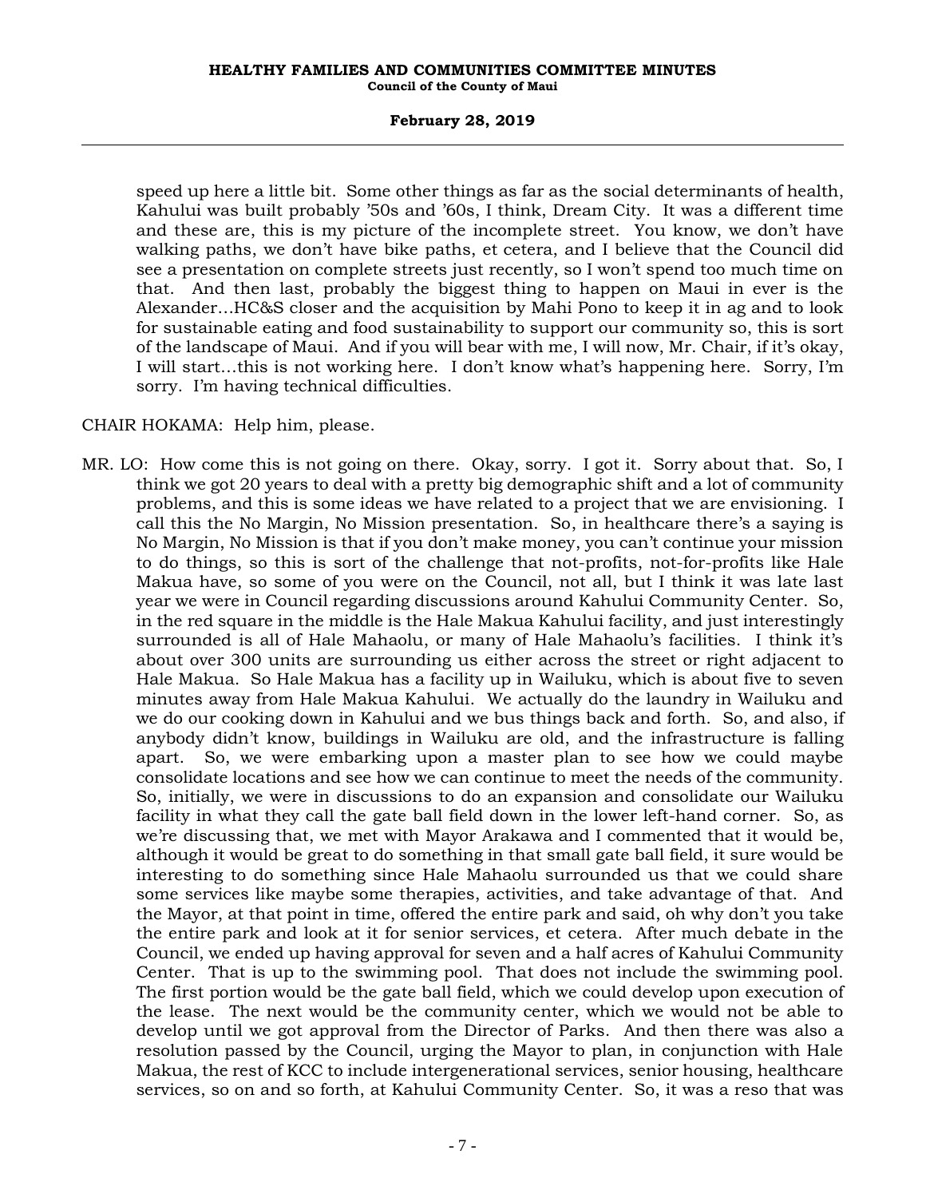speed up here a little bit. Some other things as far as the social determinants of health, Kahului was built probably '50s and '60s, I think, Dream City. It was a different time and these are, this is my picture of the incomplete street. You know, we don't have walking paths, we don't have bike paths, et cetera, and I believe that the Council did see a presentation on complete streets just recently, so I won't spend too much time on that. And then last, probably the biggest thing to happen on Maui in ever is the Alexander…HC&S closer and the acquisition by Mahi Pono to keep it in ag and to look for sustainable eating and food sustainability to support our community so, this is sort of the landscape of Maui. And if you will bear with me, I will now, Mr. Chair, if it's okay, I will start…this is not working here. I don't know what's happening here. Sorry, I'm sorry. I'm having technical difficulties.

CHAIR HOKAMA: Help him, please.

MR. LO: How come this is not going on there. Okay, sorry. I got it. Sorry about that. So, I think we got 20 years to deal with a pretty big demographic shift and a lot of community problems, and this is some ideas we have related to a project that we are envisioning. I call this the No Margin, No Mission presentation. So, in healthcare there's a saying is No Margin, No Mission is that if you don't make money, you can't continue your mission to do things, so this is sort of the challenge that not-profits, not-for-profits like Hale Makua have, so some of you were on the Council, not all, but I think it was late last year we were in Council regarding discussions around Kahului Community Center. So, in the red square in the middle is the Hale Makua Kahului facility, and just interestingly surrounded is all of Hale Mahaolu, or many of Hale Mahaolu's facilities. I think it's about over 300 units are surrounding us either across the street or right adjacent to Hale Makua. So Hale Makua has a facility up in Wailuku, which is about five to seven minutes away from Hale Makua Kahului. We actually do the laundry in Wailuku and we do our cooking down in Kahului and we bus things back and forth. So, and also, if anybody didn't know, buildings in Wailuku are old, and the infrastructure is falling apart. So, we were embarking upon a master plan to see how we could maybe consolidate locations and see how we can continue to meet the needs of the community. So, initially, we were in discussions to do an expansion and consolidate our Wailuku facility in what they call the gate ball field down in the lower left-hand corner. So, as we're discussing that, we met with Mayor Arakawa and I commented that it would be, although it would be great to do something in that small gate ball field, it sure would be interesting to do something since Hale Mahaolu surrounded us that we could share some services like maybe some therapies, activities, and take advantage of that. And the Mayor, at that point in time, offered the entire park and said, oh why don't you take the entire park and look at it for senior services, et cetera. After much debate in the Council, we ended up having approval for seven and a half acres of Kahului Community Center. That is up to the swimming pool. That does not include the swimming pool. The first portion would be the gate ball field, which we could develop upon execution of the lease. The next would be the community center, which we would not be able to develop until we got approval from the Director of Parks. And then there was also a resolution passed by the Council, urging the Mayor to plan, in conjunction with Hale Makua, the rest of KCC to include intergenerational services, senior housing, healthcare services, so on and so forth, at Kahului Community Center. So, it was a reso that was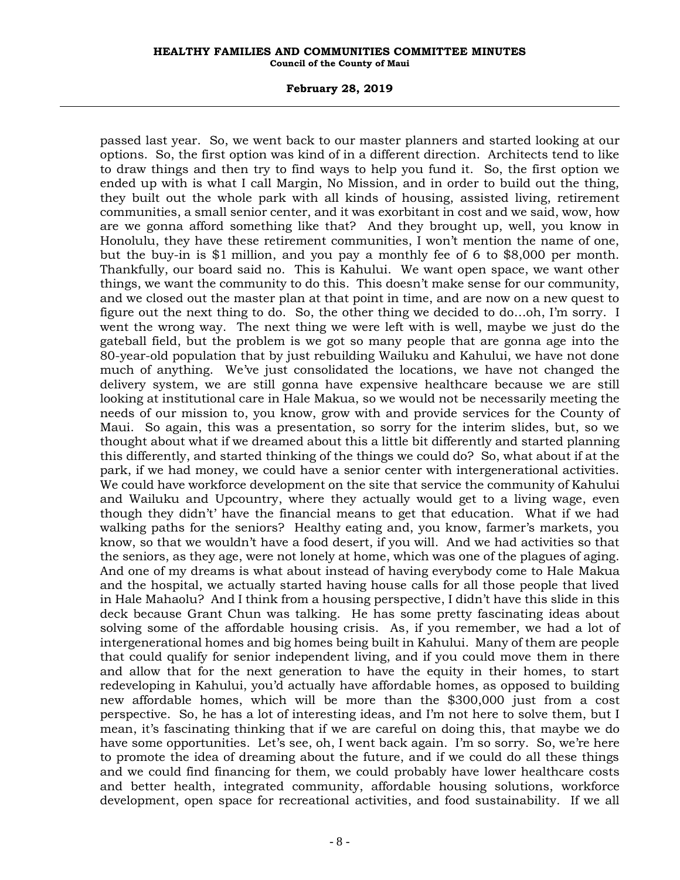passed last year. So, we went back to our master planners and started looking at our options. So, the first option was kind of in a different direction. Architects tend to like to draw things and then try to find ways to help you fund it. So, the first option we ended up with is what I call Margin, No Mission, and in order to build out the thing, they built out the whole park with all kinds of housing, assisted living, retirement communities, a small senior center, and it was exorbitant in cost and we said, wow, how are we gonna afford something like that? And they brought up, well, you know in Honolulu, they have these retirement communities, I won't mention the name of one, but the buy-in is $1 million, and you pay a monthly fee of 6 to $8,000 per month. Thankfully, our board said no. This is Kahului. We want open space, we want other things, we want the community to do this. This doesn't make sense for our community, and we closed out the master plan at that point in time, and are now on a new quest to figure out the next thing to do. So, the other thing we decided to do…oh, I'm sorry. I went the wrong way. The next thing we were left with is well, maybe we just do the gateball field, but the problem is we got so many people that are gonna age into the 80-year-old population that by just rebuilding Wailuku and Kahului, we have not done much of anything. We've just consolidated the locations, we have not changed the delivery system, we are still gonna have expensive healthcare because we are still looking at institutional care in Hale Makua, so we would not be necessarily meeting the needs of our mission to, you know, grow with and provide services for the County of Maui. So again, this was a presentation, so sorry for the interim slides, but, so we thought about what if we dreamed about this a little bit differently and started planning this differently, and started thinking of the things we could do? So, what about if at the park, if we had money, we could have a senior center with intergenerational activities. We could have workforce development on the site that service the community of Kahului and Wailuku and Upcountry, where they actually would get to a living wage, even though they didn't' have the financial means to get that education. What if we had walking paths for the seniors? Healthy eating and, you know, farmer's markets, you know, so that we wouldn't have a food desert, if you will. And we had activities so that the seniors, as they age, were not lonely at home, which was one of the plagues of aging. And one of my dreams is what about instead of having everybody come to Hale Makua and the hospital, we actually started having house calls for all those people that lived in Hale Mahaolu? And I think from a housing perspective, I didn't have this slide in this deck because Grant Chun was talking. He has some pretty fascinating ideas about solving some of the affordable housing crisis. As, if you remember, we had a lot of intergenerational homes and big homes being built in Kahului. Many of them are people that could qualify for senior independent living, and if you could move them in there and allow that for the next generation to have the equity in their homes, to start redeveloping in Kahului, you'd actually have affordable homes, as opposed to building new affordable homes, which will be more than the $300,000 just from a cost perspective. So, he has a lot of interesting ideas, and I'm not here to solve them, but I mean, it's fascinating thinking that if we are careful on doing this, that maybe we do have some opportunities. Let's see, oh, I went back again. I'm so sorry. So, we're here to promote the idea of dreaming about the future, and if we could do all these things and we could find financing for them, we could probably have lower healthcare costs and better health, integrated community, affordable housing solutions, workforce development, open space for recreational activities, and food sustainability. If we all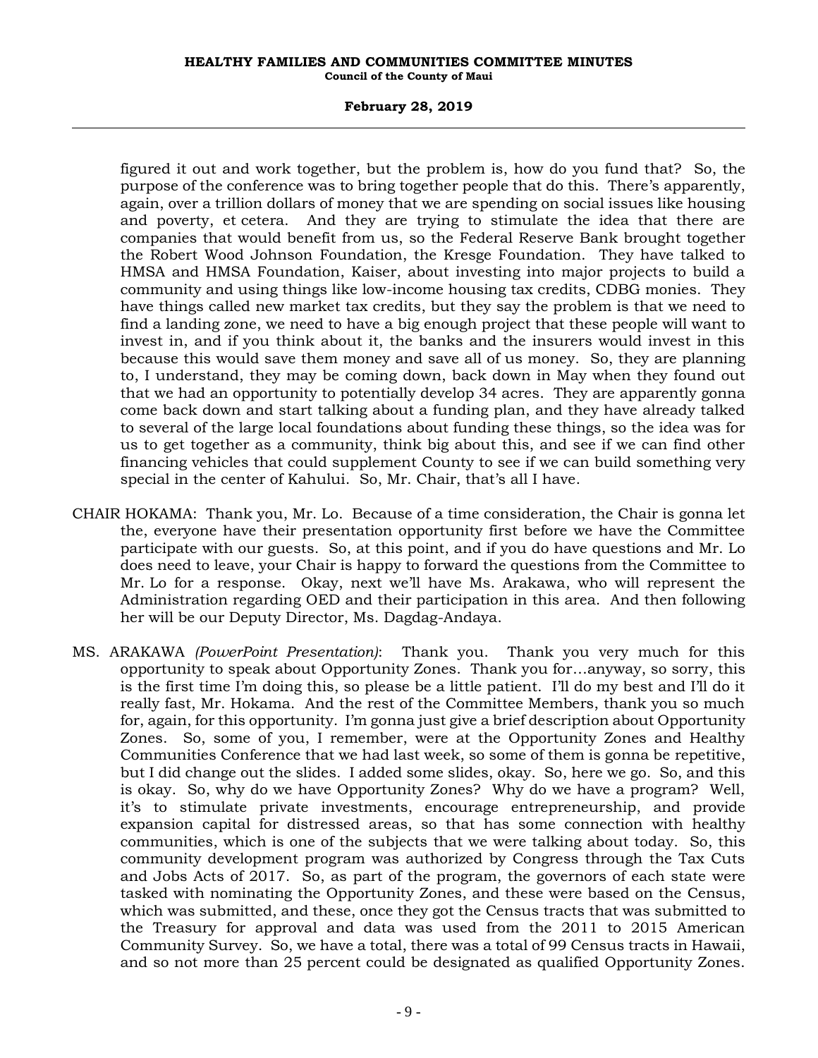figured it out and work together, but the problem is, how do you fund that? So, the purpose of the conference was to bring together people that do this. There's apparently, again, over a trillion dollars of money that we are spending on social issues like housing and poverty, et cetera. And they are trying to stimulate the idea that there are companies that would benefit from us, so the Federal Reserve Bank brought together the Robert Wood Johnson Foundation, the Kresge Foundation. They have talked to HMSA and HMSA Foundation, Kaiser, about investing into major projects to build a community and using things like low-income housing tax credits, CDBG monies. They have things called new market tax credits, but they say the problem is that we need to find a landing zone, we need to have a big enough project that these people will want to invest in, and if you think about it, the banks and the insurers would invest in this because this would save them money and save all of us money. So, they are planning to, I understand, they may be coming down, back down in May when they found out that we had an opportunity to potentially develop 34 acres. They are apparently gonna come back down and start talking about a funding plan, and they have already talked to several of the large local foundations about funding these things, so the idea was for us to get together as a community, think big about this, and see if we can find other financing vehicles that could supplement County to see if we can build something very special in the center of Kahului. So, Mr. Chair, that's all I have.

CHAIR HOKAMA: Thank you, Mr. Lo. Because of a time consideration, the Chair is gonna let the, everyone have their presentation opportunity first before we have the Committee participate with our guests. So, at this point, and if you do have questions and Mr. Lo does need to leave, your Chair is happy to forward the questions from the Committee to Mr. Lo for a response. Okay, next we'll have Ms. Arakawa, who will represent the Administration regarding OED and their participation in this area. And then following her will be our Deputy Director, Ms. Dagdag-Andaya.

MS. ARAKAWA *(PowerPoint Presentation)*: Thank you. Thank you very much for this opportunity to speak about Opportunity Zones. Thank you for…anyway, so sorry, this is the first time I'm doing this, so please be a little patient. I'll do my best and I'll do it really fast, Mr. Hokama. And the rest of the Committee Members, thank you so much for, again, for this opportunity. I'm gonna just give a brief description about Opportunity Zones. So, some of you, I remember, were at the Opportunity Zones and Healthy Communities Conference that we had last week, so some of them is gonna be repetitive, but I did change out the slides. I added some slides, okay. So, here we go. So, and this is okay. So, why do we have Opportunity Zones? Why do we have a program? Well, it's to stimulate private investments, encourage entrepreneurship, and provide expansion capital for distressed areas, so that has some connection with healthy communities, which is one of the subjects that we were talking about today. So, this community development program was authorized by Congress through the Tax Cuts and Jobs Acts of 2017. So, as part of the program, the governors of each state were tasked with nominating the Opportunity Zones, and these were based on the Census, which was submitted, and these, once they got the Census tracts that was submitted to the Treasury for approval and data was used from the 2011 to 2015 American Community Survey. So, we have a total, there was a total of 99 Census tracts in Hawaii, and so not more than 25 percent could be designated as qualified Opportunity Zones.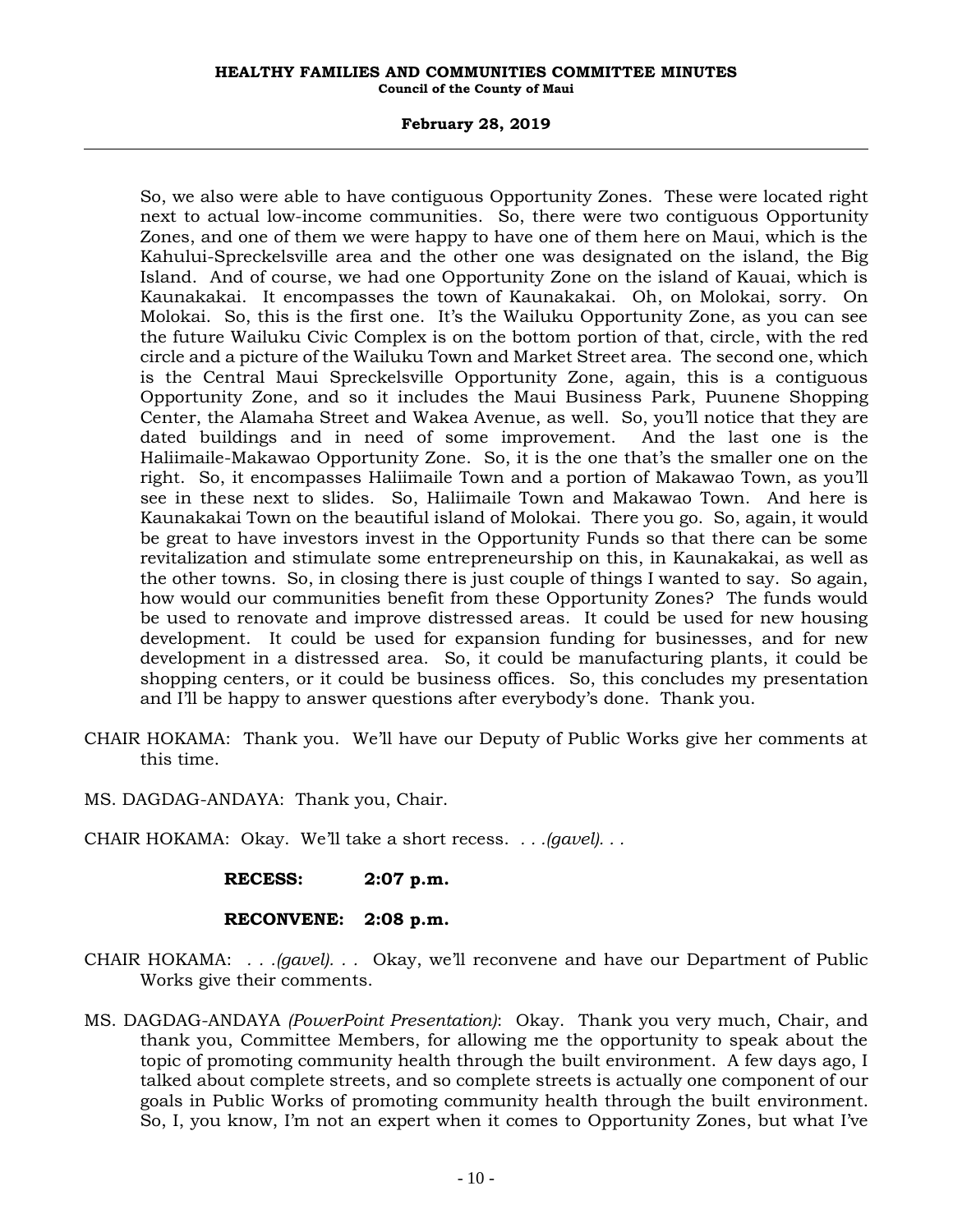So, we also were able to have contiguous Opportunity Zones. These were located right next to actual low-income communities. So, there were two contiguous Opportunity Zones, and one of them we were happy to have one of them here on Maui, which is the Kahului-Spreckelsville area and the other one was designated on the island, the Big Island. And of course, we had one Opportunity Zone on the island of Kauai, which is Kaunakakai. It encompasses the town of Kaunakakai. Oh, on Molokai, sorry. On Molokai. So, this is the first one. It's the Wailuku Opportunity Zone, as you can see the future Wailuku Civic Complex is on the bottom portion of that, circle, with the red circle and a picture of the Wailuku Town and Market Street area. The second one, which is the Central Maui Spreckelsville Opportunity Zone, again, this is a contiguous Opportunity Zone, and so it includes the Maui Business Park, Puunene Shopping Center, the Alamaha Street and Wakea Avenue, as well. So, you'll notice that they are dated buildings and in need of some improvement. And the last one is the Haliimaile-Makawao Opportunity Zone. So, it is the one that's the smaller one on the right. So, it encompasses Haliimaile Town and a portion of Makawao Town, as you'll see in these next to slides. So, Haliimaile Town and Makawao Town. And here is Kaunakakai Town on the beautiful island of Molokai. There you go. So, again, it would be great to have investors invest in the Opportunity Funds so that there can be some revitalization and stimulate some entrepreneurship on this, in Kaunakakai, as well as the other towns. So, in closing there is just couple of things I wanted to say. So again, how would our communities benefit from these Opportunity Zones? The funds would be used to renovate and improve distressed areas. It could be used for new housing development. It could be used for expansion funding for businesses, and for new development in a distressed area. So, it could be manufacturing plants, it could be shopping centers, or it could be business offices. So, this concludes my presentation and I'll be happy to answer questions after everybody's done. Thank you.

CHAIR HOKAMA: Thank you. We'll have our Deputy of Public Works give her comments at this time.

MS. DAGDAG-ANDAYA: Thank you, Chair.

CHAIR HOKAMA: Okay. We'll take a short recess. . . .*(gavel)*. . .

**RECESS: 2:07 p.m.**

**RECONVENE: 2:08 p.m.**

CHAIR HOKAMA: . . .*(gavel)*. . . Okay, we'll reconvene and have our Department of Public Works give their comments.

MS. DAGDAG-ANDAYA *(PowerPoint Presentation)*: Okay. Thank you very much, Chair, and thank you, Committee Members, for allowing me the opportunity to speak about the topic of promoting community health through the built environment. A few days ago, I talked about complete streets, and so complete streets is actually one component of our goals in Public Works of promoting community health through the built environment. So, I, you know, I'm not an expert when it comes to Opportunity Zones, but what I've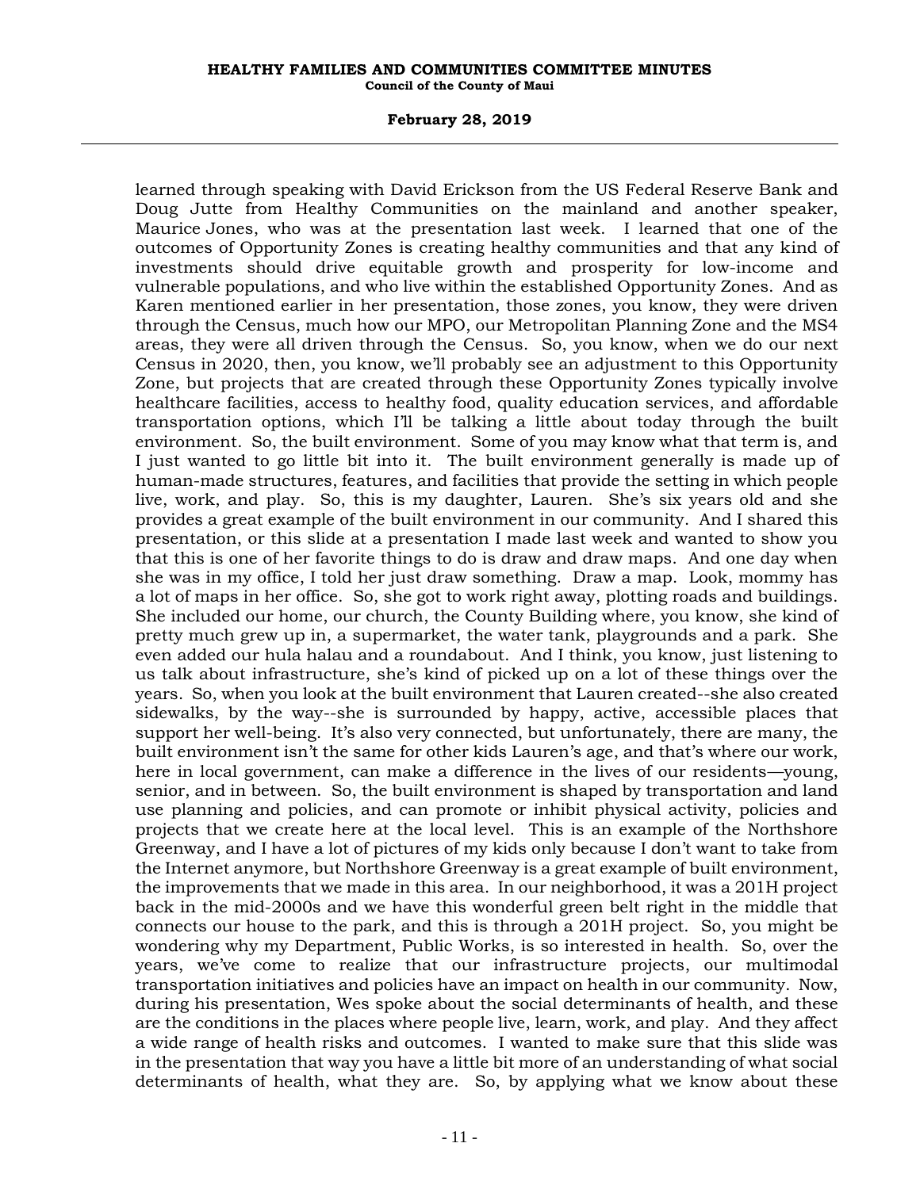learned through speaking with David Erickson from the US Federal Reserve Bank and Doug Jutte from Healthy Communities on the mainland and another speaker, Maurice Jones, who was at the presentation last week. I learned that one of the outcomes of Opportunity Zones is creating healthy communities and that any kind of investments should drive equitable growth and prosperity for low-income and vulnerable populations, and who live within the established Opportunity Zones. And as Karen mentioned earlier in her presentation, those zones, you know, they were driven through the Census, much how our MPO, our Metropolitan Planning Zone and the MS4 areas, they were all driven through the Census. So, you know, when we do our next Census in 2020, then, you know, we'll probably see an adjustment to this Opportunity Zone, but projects that are created through these Opportunity Zones typically involve healthcare facilities, access to healthy food, quality education services, and affordable transportation options, which I'll be talking a little about today through the built environment. So, the built environment. Some of you may know what that term is, and I just wanted to go little bit into it. The built environment generally is made up of human-made structures, features, and facilities that provide the setting in which people live, work, and play. So, this is my daughter, Lauren. She's six years old and she provides a great example of the built environment in our community. And I shared this presentation, or this slide at a presentation I made last week and wanted to show you that this is one of her favorite things to do is draw and draw maps. And one day when she was in my office, I told her just draw something. Draw a map. Look, mommy has a lot of maps in her office. So, she got to work right away, plotting roads and buildings. She included our home, our church, the County Building where, you know, she kind of pretty much grew up in, a supermarket, the water tank, playgrounds and a park. She even added our hula halau and a roundabout. And I think, you know, just listening to us talk about infrastructure, she's kind of picked up on a lot of these things over the years. So, when you look at the built environment that Lauren created--she also created sidewalks, by the way--she is surrounded by happy, active, accessible places that support her well-being. It's also very connected, but unfortunately, there are many, the built environment isn't the same for other kids Lauren's age, and that's where our work, here in local government, can make a difference in the lives of our residents—young, senior, and in between. So, the built environment is shaped by transportation and land use planning and policies, and can promote or inhibit physical activity, policies and projects that we create here at the local level. This is an example of the Northshore Greenway, and I have a lot of pictures of my kids only because I don't want to take from the Internet anymore, but Northshore Greenway is a great example of built environment, the improvements that we made in this area. In our neighborhood, it was a 201H project back in the mid-2000s and we have this wonderful green belt right in the middle that connects our house to the park, and this is through a 201H project. So, you might be wondering why my Department, Public Works, is so interested in health. So, over the years, we've come to realize that our infrastructure projects, our multimodal transportation initiatives and policies have an impact on health in our community. Now, during his presentation, Wes spoke about the social determinants of health, and these are the conditions in the places where people live, learn, work, and play. And they affect a wide range of health risks and outcomes. I wanted to make sure that this slide was in the presentation that way you have a little bit more of an understanding of what social determinants of health, what they are. So, by applying what we know about these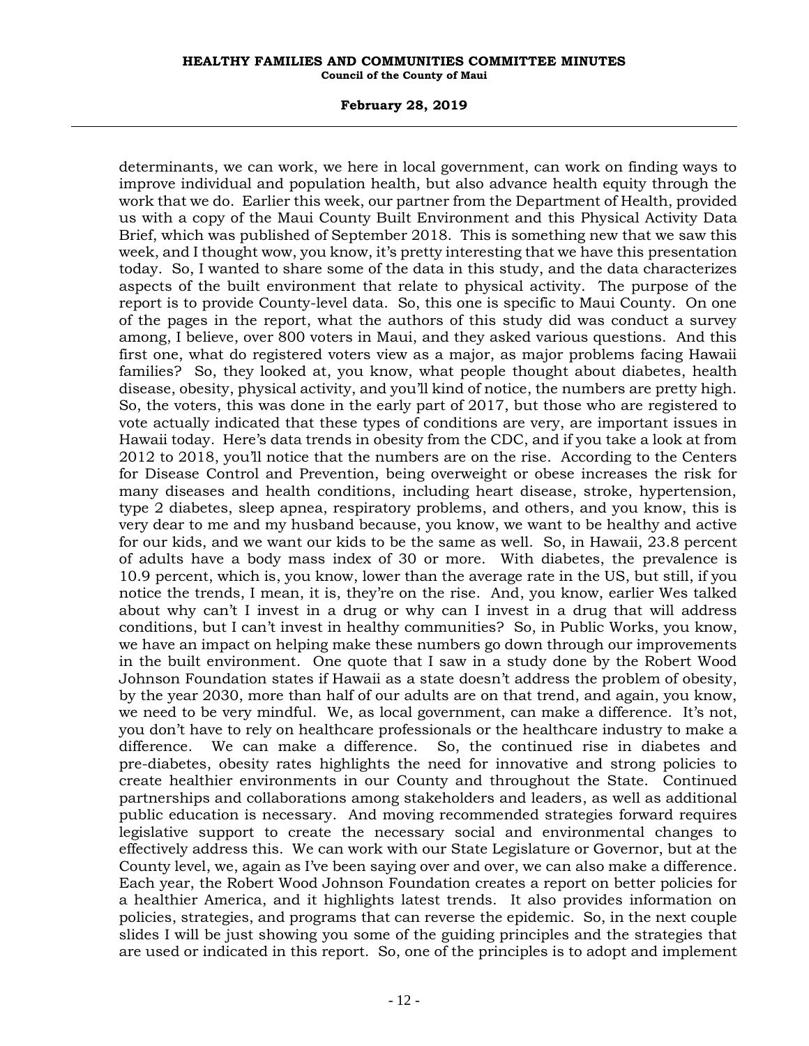determinants, we can work, we here in local government, can work on finding ways to improve individual and population health, but also advance health equity through the work that we do. Earlier this week, our partner from the Department of Health, provided us with a copy of the Maui County Built Environment and this Physical Activity Data Brief, which was published of September 2018. This is something new that we saw this week, and I thought wow, you know, it's pretty interesting that we have this presentation today. So, I wanted to share some of the data in this study, and the data characterizes aspects of the built environment that relate to physical activity. The purpose of the report is to provide County-level data. So, this one is specific to Maui County. On one of the pages in the report, what the authors of this study did was conduct a survey among, I believe, over 800 voters in Maui, and they asked various questions. And this first one, what do registered voters view as a major, as major problems facing Hawaii families? So, they looked at, you know, what people thought about diabetes, health disease, obesity, physical activity, and you'll kind of notice, the numbers are pretty high. So, the voters, this was done in the early part of 2017, but those who are registered to vote actually indicated that these types of conditions are very, are important issues in Hawaii today. Here's data trends in obesity from the CDC, and if you take a look at from 2012 to 2018, you'll notice that the numbers are on the rise. According to the Centers for Disease Control and Prevention, being overweight or obese increases the risk for many diseases and health conditions, including heart disease, stroke, hypertension, type 2 diabetes, sleep apnea, respiratory problems, and others, and you know, this is very dear to me and my husband because, you know, we want to be healthy and active for our kids, and we want our kids to be the same as well. So, in Hawaii, 23.8 percent of adults have a body mass index of 30 or more. With diabetes, the prevalence is 10.9 percent, which is, you know, lower than the average rate in the US, but still, if you notice the trends, I mean, it is, they're on the rise. And, you know, earlier Wes talked about why can't I invest in a drug or why can I invest in a drug that will address conditions, but I can't invest in healthy communities? So, in Public Works, you know, we have an impact on helping make these numbers go down through our improvements in the built environment. One quote that I saw in a study done by the Robert Wood Johnson Foundation states if Hawaii as a state doesn't address the problem of obesity, by the year 2030, more than half of our adults are on that trend, and again, you know, we need to be very mindful. We, as local government, can make a difference. It's not, you don't have to rely on healthcare professionals or the healthcare industry to make a difference. We can make a difference. So, the continued rise in diabetes and pre-diabetes, obesity rates highlights the need for innovative and strong policies to create healthier environments in our County and throughout the State. Continued partnerships and collaborations among stakeholders and leaders, as well as additional public education is necessary. And moving recommended strategies forward requires legislative support to create the necessary social and environmental changes to effectively address this. We can work with our State Legislature or Governor, but at the County level, we, again as I've been saying over and over, we can also make a difference. Each year, the Robert Wood Johnson Foundation creates a report on better policies for a healthier America, and it highlights latest trends. It also provides information on policies, strategies, and programs that can reverse the epidemic. So, in the next couple slides I will be just showing you some of the guiding principles and the strategies that are used or indicated in this report. So, one of the principles is to adopt and implement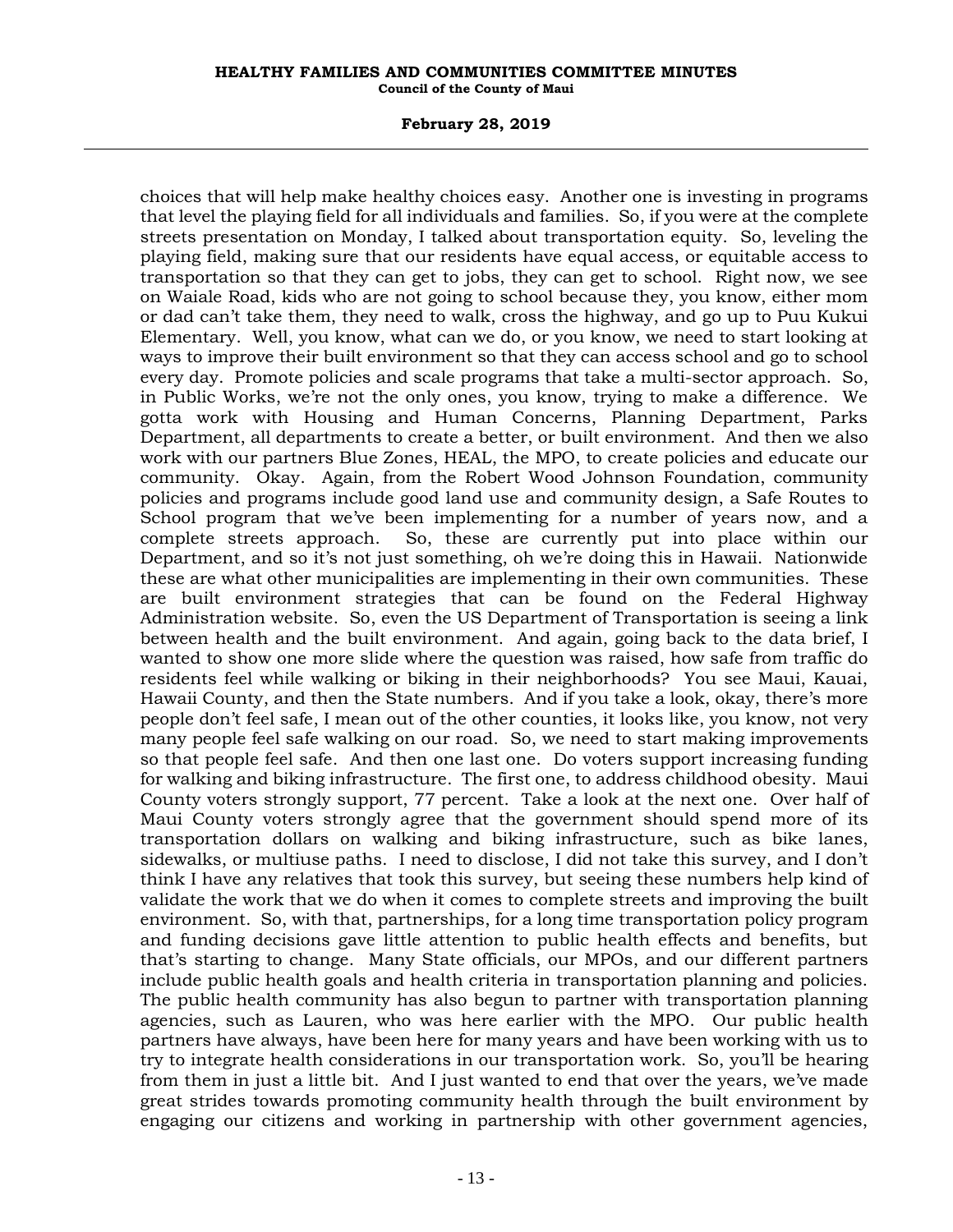choices that will help make healthy choices easy. Another one is investing in programs that level the playing field for all individuals and families. So, if you were at the complete streets presentation on Monday, I talked about transportation equity. So, leveling the playing field, making sure that our residents have equal access, or equitable access to transportation so that they can get to jobs, they can get to school. Right now, we see on Waiale Road, kids who are not going to school because they, you know, either mom or dad can't take them, they need to walk, cross the highway, and go up to Puu Kukui Elementary. Well, you know, what can we do, or you know, we need to start looking at ways to improve their built environment so that they can access school and go to school every day. Promote policies and scale programs that take a multi-sector approach. So, in Public Works, we're not the only ones, you know, trying to make a difference. We gotta work with Housing and Human Concerns, Planning Department, Parks Department, all departments to create a better, or built environment. And then we also work with our partners Blue Zones, HEAL, the MPO, to create policies and educate our community. Okay. Again, from the Robert Wood Johnson Foundation, community policies and programs include good land use and community design, a Safe Routes to School program that we've been implementing for a number of years now, and a complete streets approach. So, these are currently put into place within our Department, and so it's not just something, oh we're doing this in Hawaii. Nationwide these are what other municipalities are implementing in their own communities. These are built environment strategies that can be found on the Federal Highway Administration website. So, even the US Department of Transportation is seeing a link between health and the built environment. And again, going back to the data brief, I wanted to show one more slide where the question was raised, how safe from traffic do residents feel while walking or biking in their neighborhoods? You see Maui, Kauai, Hawaii County, and then the State numbers. And if you take a look, okay, there's more people don't feel safe, I mean out of the other counties, it looks like, you know, not very many people feel safe walking on our road. So, we need to start making improvements so that people feel safe. And then one last one. Do voters support increasing funding for walking and biking infrastructure. The first one, to address childhood obesity. Maui County voters strongly support, 77 percent. Take a look at the next one. Over half of Maui County voters strongly agree that the government should spend more of its transportation dollars on walking and biking infrastructure, such as bike lanes, sidewalks, or multiuse paths. I need to disclose, I did not take this survey, and I don't think I have any relatives that took this survey, but seeing these numbers help kind of validate the work that we do when it comes to complete streets and improving the built environment. So, with that, partnerships, for a long time transportation policy program and funding decisions gave little attention to public health effects and benefits, but that's starting to change. Many State officials, our MPOs, and our different partners include public health goals and health criteria in transportation planning and policies. The public health community has also begun to partner with transportation planning agencies, such as Lauren, who was here earlier with the MPO. Our public health partners have always, have been here for many years and have been working with us to try to integrate health considerations in our transportation work. So, you'll be hearing from them in just a little bit. And I just wanted to end that over the years, we've made great strides towards promoting community health through the built environment by engaging our citizens and working in partnership with other government agencies,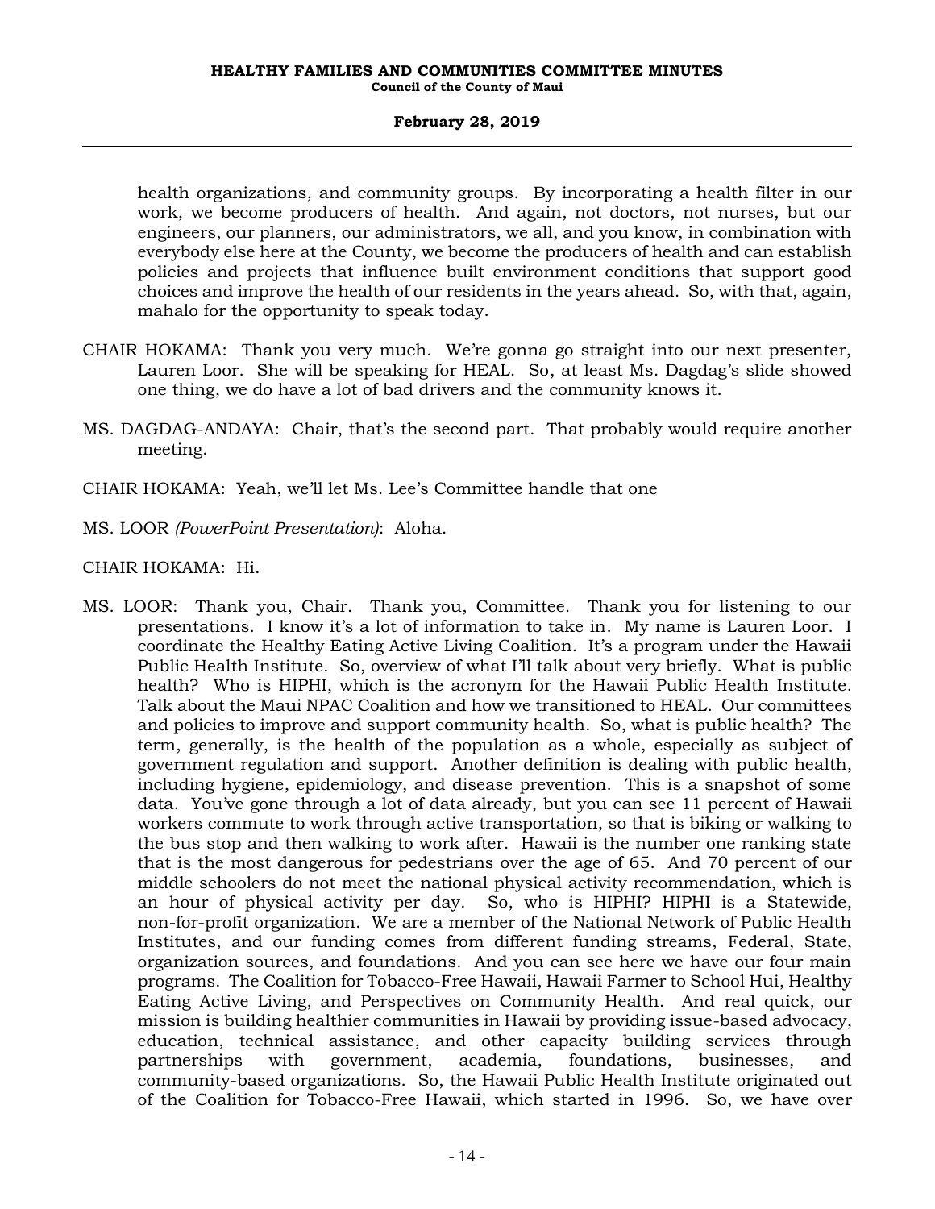health organizations, and community groups. By incorporating a health filter in our work, we become producers of health. And again, not doctors, not nurses, but our engineers, our planners, our administrators, we all, and you know, in combination with everybody else here at the County, we become the producers of health and can establish policies and projects that influence built environment conditions that support good choices and improve the health of our residents in the years ahead. So, with that, again, mahalo for the opportunity to speak today.

CHAIR HOKAMA: Thank you very much. We're gonna go straight into our next presenter, Lauren Loor. She will be speaking for HEAL. So, at least Ms. Dagdag's slide showed one thing, we do have a lot of bad drivers and the community knows it.

MS. DAGDAG-ANDAYA: Chair, that's the second part. That probably would require another meeting.

CHAIR HOKAMA: Yeah, we'll let Ms. Lee's Committee handle that one

MS. LOOR *(PowerPoint Presentation)*: Aloha.

CHAIR HOKAMA: Hi.

MS. LOOR: Thank you, Chair. Thank you, Committee. Thank you for listening to our presentations. I know it's a lot of information to take in. My name is Lauren Loor. I coordinate the Healthy Eating Active Living Coalition. It's a program under the Hawaii Public Health Institute. So, overview of what I'll talk about very briefly. What is public health? Who is HIPHI, which is the acronym for the Hawaii Public Health Institute. Talk about the Maui NPAC Coalition and how we transitioned to HEAL. Our committees and policies to improve and support community health. So, what is public health? The term, generally, is the health of the population as a whole, especially as subject of government regulation and support. Another definition is dealing with public health, including hygiene, epidemiology, and disease prevention. This is a snapshot of some data. You've gone through a lot of data already, but you can see 11 percent of Hawaii workers commute to work through active transportation, so that is biking or walking to the bus stop and then walking to work after. Hawaii is the number one ranking state that is the most dangerous for pedestrians over the age of 65. And 70 percent of our middle schoolers do not meet the national physical activity recommendation, which is an hour of physical activity per day. So, who is HIPHI? HIPHI is a Statewide, non-for-profit organization. We are a member of the National Network of Public Health Institutes, and our funding comes from different funding streams, Federal, State, organization sources, and foundations. And you can see here we have our four main programs. The Coalition for Tobacco-Free Hawaii, Hawaii Farmer to School Hui, Healthy Eating Active Living, and Perspectives on Community Health. And real quick, our mission is building healthier communities in Hawaii by providing issue-based advocacy, education, technical assistance, and other capacity building services through partnerships with government, academia, foundations, businesses, and community-based organizations. So, the Hawaii Public Health Institute originated out of the Coalition for Tobacco-Free Hawaii, which started in 1996. So, we have over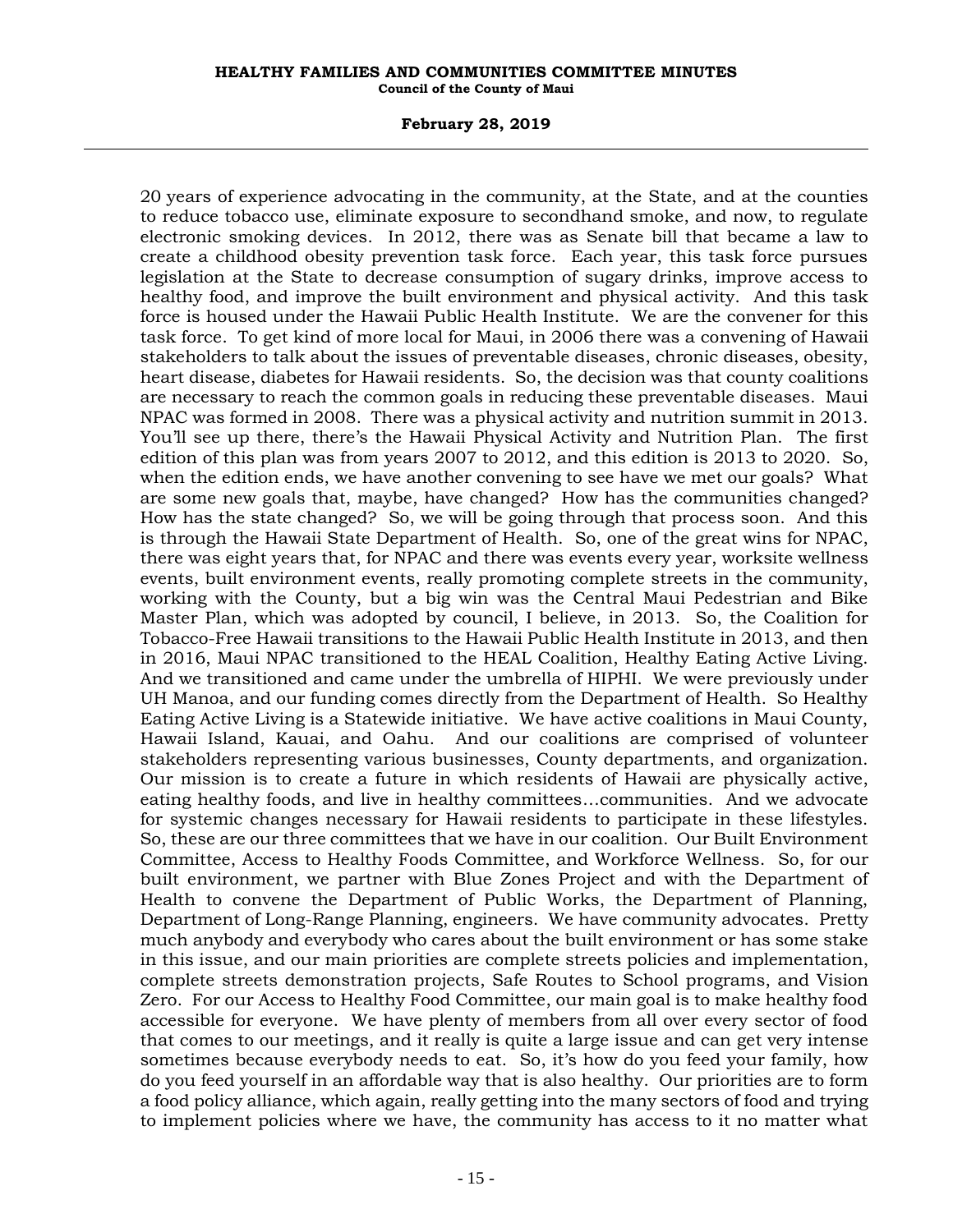20 years of experience advocating in the community, at the State, and at the counties to reduce tobacco use, eliminate exposure to secondhand smoke, and now, to regulate electronic smoking devices. In 2012, there was as Senate bill that became a law to create a childhood obesity prevention task force. Each year, this task force pursues legislation at the State to decrease consumption of sugary drinks, improve access to healthy food, and improve the built environment and physical activity. And this task force is housed under the Hawaii Public Health Institute. We are the convener for this task force. To get kind of more local for Maui, in 2006 there was a convening of Hawaii stakeholders to talk about the issues of preventable diseases, chronic diseases, obesity, heart disease, diabetes for Hawaii residents. So, the decision was that county coalitions are necessary to reach the common goals in reducing these preventable diseases. Maui NPAC was formed in 2008. There was a physical activity and nutrition summit in 2013. You'll see up there, there's the Hawaii Physical Activity and Nutrition Plan. The first edition of this plan was from years 2007 to 2012, and this edition is 2013 to 2020. So, when the edition ends, we have another convening to see have we met our goals? What are some new goals that, maybe, have changed? How has the communities changed? How has the state changed? So, we will be going through that process soon. And this is through the Hawaii State Department of Health. So, one of the great wins for NPAC, there was eight years that, for NPAC and there was events every year, worksite wellness events, built environment events, really promoting complete streets in the community, working with the County, but a big win was the Central Maui Pedestrian and Bike Master Plan, which was adopted by council, I believe, in 2013. So, the Coalition for Tobacco-Free Hawaii transitions to the Hawaii Public Health Institute in 2013, and then in 2016, Maui NPAC transitioned to the HEAL Coalition, Healthy Eating Active Living. And we transitioned and came under the umbrella of HIPHI. We were previously under UH Manoa, and our funding comes directly from the Department of Health. So Healthy Eating Active Living is a Statewide initiative. We have active coalitions in Maui County, Hawaii Island, Kauai, and Oahu. And our coalitions are comprised of volunteer stakeholders representing various businesses, County departments, and organization. Our mission is to create a future in which residents of Hawaii are physically active, eating healthy foods, and live in healthy committees...communities. And we advocate for systemic changes necessary for Hawaii residents to participate in these lifestyles. So, these are our three committees that we have in our coalition. Our Built Environment Committee, Access to Healthy Foods Committee, and Workforce Wellness. So, for our built environment, we partner with Blue Zones Project and with the Department of Health to convene the Department of Public Works, the Department of Planning, Department of Long-Range Planning, engineers. We have community advocates. Pretty much anybody and everybody who cares about the built environment or has some stake in this issue, and our main priorities are complete streets policies and implementation, complete streets demonstration projects, Safe Routes to School programs, and Vision Zero. For our Access to Healthy Food Committee, our main goal is to make healthy food accessible for everyone. We have plenty of members from all over every sector of food that comes to our meetings, and it really is quite a large issue and can get very intense sometimes because everybody needs to eat. So, it's how do you feed your family, how do you feed yourself in an affordable way that is also healthy. Our priorities are to form a food policy alliance, which again, really getting into the many sectors of food and trying to implement policies where we have, the community has access to it no matter what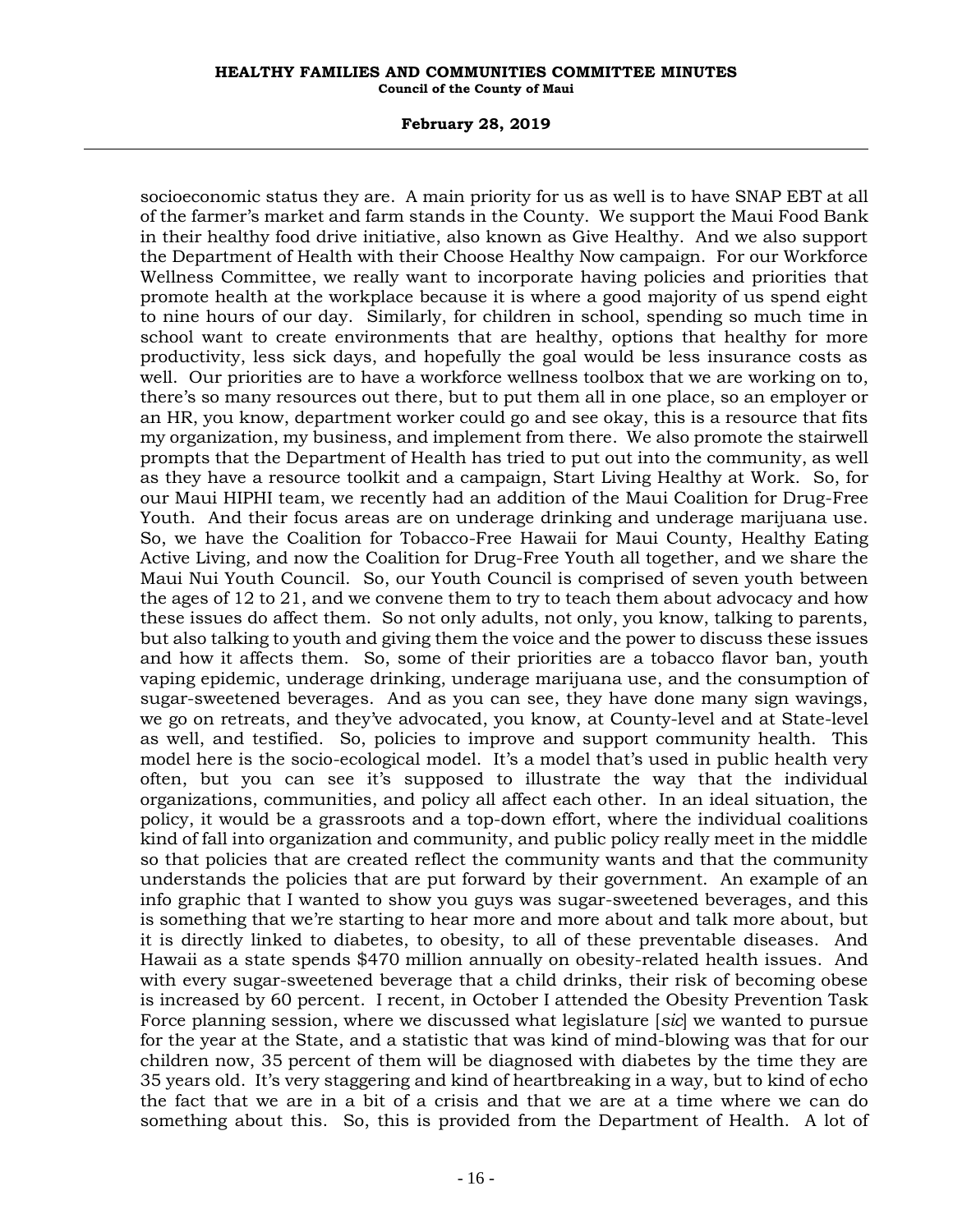socioeconomic status they are. A main priority for us as well is to have SNAP EBT at all of the farmer's market and farm stands in the County. We support the Maui Food Bank in their healthy food drive initiative, also known as Give Healthy. And we also support the Department of Health with their Choose Healthy Now campaign. For our Workforce Wellness Committee, we really want to incorporate having policies and priorities that promote health at the workplace because it is where a good majority of us spend eight to nine hours of our day. Similarly, for children in school, spending so much time in school want to create environments that are healthy, options that healthy for more productivity, less sick days, and hopefully the goal would be less insurance costs as well. Our priorities are to have a workforce wellness toolbox that we are working on to, there's so many resources out there, but to put them all in one place, so an employer or an HR, you know, department worker could go and see okay, this is a resource that fits my organization, my business, and implement from there. We also promote the stairwell prompts that the Department of Health has tried to put out into the community, as well as they have a resource toolkit and a campaign, Start Living Healthy at Work. So, for our Maui HIPHI team, we recently had an addition of the Maui Coalition for Drug-Free Youth. And their focus areas are on underage drinking and underage marijuana use. So, we have the Coalition for Tobacco-Free Hawaii for Maui County, Healthy Eating Active Living, and now the Coalition for Drug-Free Youth all together, and we share the Maui Nui Youth Council. So, our Youth Council is comprised of seven youth between the ages of 12 to 21, and we convene them to try to teach them about advocacy and how these issues do affect them. So not only adults, not only, you know, talking to parents, but also talking to youth and giving them the voice and the power to discuss these issues and how it affects them. So, some of their priorities are a tobacco flavor ban, youth vaping epidemic, underage drinking, underage marijuana use, and the consumption of sugar-sweetened beverages. And as you can see, they have done many sign wavings, we go on retreats, and they've advocated, you know, at County-level and at State-level as well, and testified. So, policies to improve and support community health. This model here is the socio-ecological model. It's a model that's used in public health very often, but you can see it's supposed to illustrate the way that the individual organizations, communities, and policy all affect each other. In an ideal situation, the policy, it would be a grassroots and a top-down effort, where the individual coalitions kind of fall into organization and community, and public policy really meet in the middle so that policies that are created reflect the community wants and that the community understands the policies that are put forward by their government. An example of an info graphic that I wanted to show you guys was sugar-sweetened beverages, and this is something that we're starting to hear more and more about and talk more about, but it is directly linked to diabetes, to obesity, to all of these preventable diseases. And Hawaii as a state spends $470 million annually on obesity-related health issues. And with every sugar-sweetened beverage that a child drinks, their risk of becoming obese is increased by 60 percent. I recent, in October I attended the Obesity Prevention Task Force planning session, where we discussed what legislature [*sic*] we wanted to pursue for the year at the State, and a statistic that was kind of mind-blowing was that for our children now, 35 percent of them will be diagnosed with diabetes by the time they are 35 years old. It's very staggering and kind of heartbreaking in a way, but to kind of echo the fact that we are in a bit of a crisis and that we are at a time where we can do something about this. So, this is provided from the Department of Health. A lot of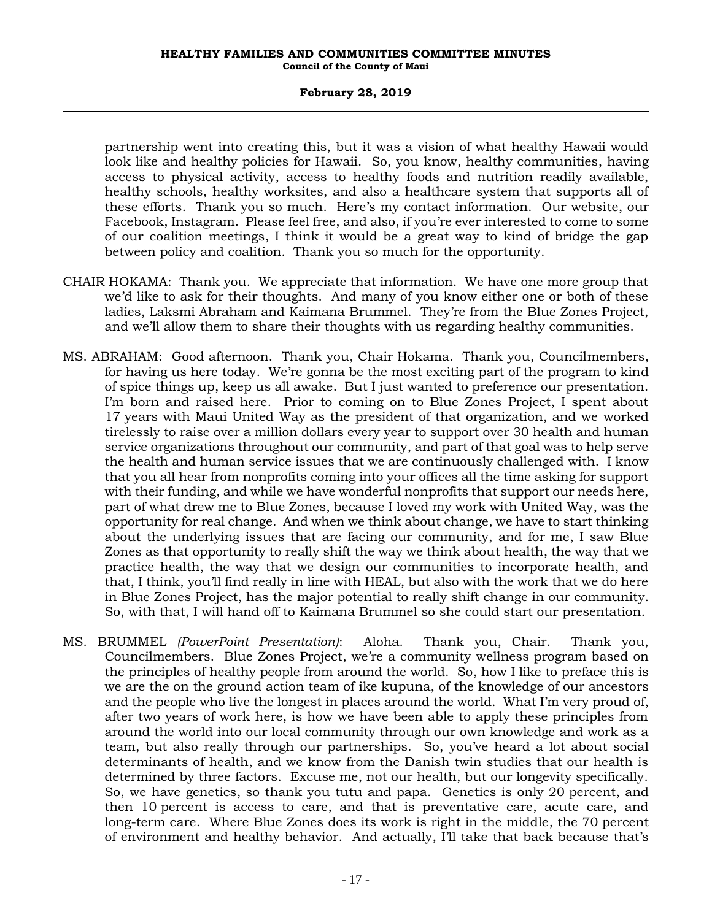partnership went into creating this, but it was a vision of what healthy Hawaii would look like and healthy policies for Hawaii. So, you know, healthy communities, having access to physical activity, access to healthy foods and nutrition readily available, healthy schools, healthy worksites, and also a healthcare system that supports all of these efforts. Thank you so much. Here's my contact information. Our website, our Facebook, Instagram. Please feel free, and also, if you're ever interested to come to some of our coalition meetings, I think it would be a great way to kind of bridge the gap between policy and coalition. Thank you so much for the opportunity.

CHAIR HOKAMA: Thank you. We appreciate that information. We have one more group that we'd like to ask for their thoughts. And many of you know either one or both of these ladies, Laksmi Abraham and Kaimana Brummel. They're from the Blue Zones Project, and we'll allow them to share their thoughts with us regarding healthy communities.

MS. ABRAHAM: Good afternoon. Thank you, Chair Hokama. Thank you, Councilmembers, for having us here today. We're gonna be the most exciting part of the program to kind of spice things up, keep us all awake. But I just wanted to preference our presentation. I'm born and raised here. Prior to coming on to Blue Zones Project, I spent about 17 years with Maui United Way as the president of that organization, and we worked tirelessly to raise over a million dollars every year to support over 30 health and human service organizations throughout our community, and part of that goal was to help serve the health and human service issues that we are continuously challenged with. I know that you all hear from nonprofits coming into your offices all the time asking for support with their funding, and while we have wonderful nonprofits that support our needs here, part of what drew me to Blue Zones, because I loved my work with United Way, was the opportunity for real change. And when we think about change, we have to start thinking about the underlying issues that are facing our community, and for me, I saw Blue Zones as that opportunity to really shift the way we think about health, the way that we practice health, the way that we design our communities to incorporate health, and that, I think, you'll find really in line with HEAL, but also with the work that we do here in Blue Zones Project, has the major potential to really shift change in our community. So, with that, I will hand off to Kaimana Brummel so she could start our presentation.

MS. BRUMMEL *(PowerPoint Presentation)*: Aloha. Thank you, Chair. Thank you, Councilmembers. Blue Zones Project, we're a community wellness program based on the principles of healthy people from around the world. So, how I like to preface this is we are the on the ground action team of ike kupuna, of the knowledge of our ancestors and the people who live the longest in places around the world. What I'm very proud of, after two years of work here, is how we have been able to apply these principles from around the world into our local community through our own knowledge and work as a team, but also really through our partnerships. So, you've heard a lot about social determinants of health, and we know from the Danish twin studies that our health is determined by three factors. Excuse me, not our health, but our longevity specifically. So, we have genetics, so thank you tutu and papa. Genetics is only 20 percent, and then 10 percent is access to care, and that is preventative care, acute care, and long-term care. Where Blue Zones does its work is right in the middle, the 70 percent of environment and healthy behavior. And actually, I'll take that back because that's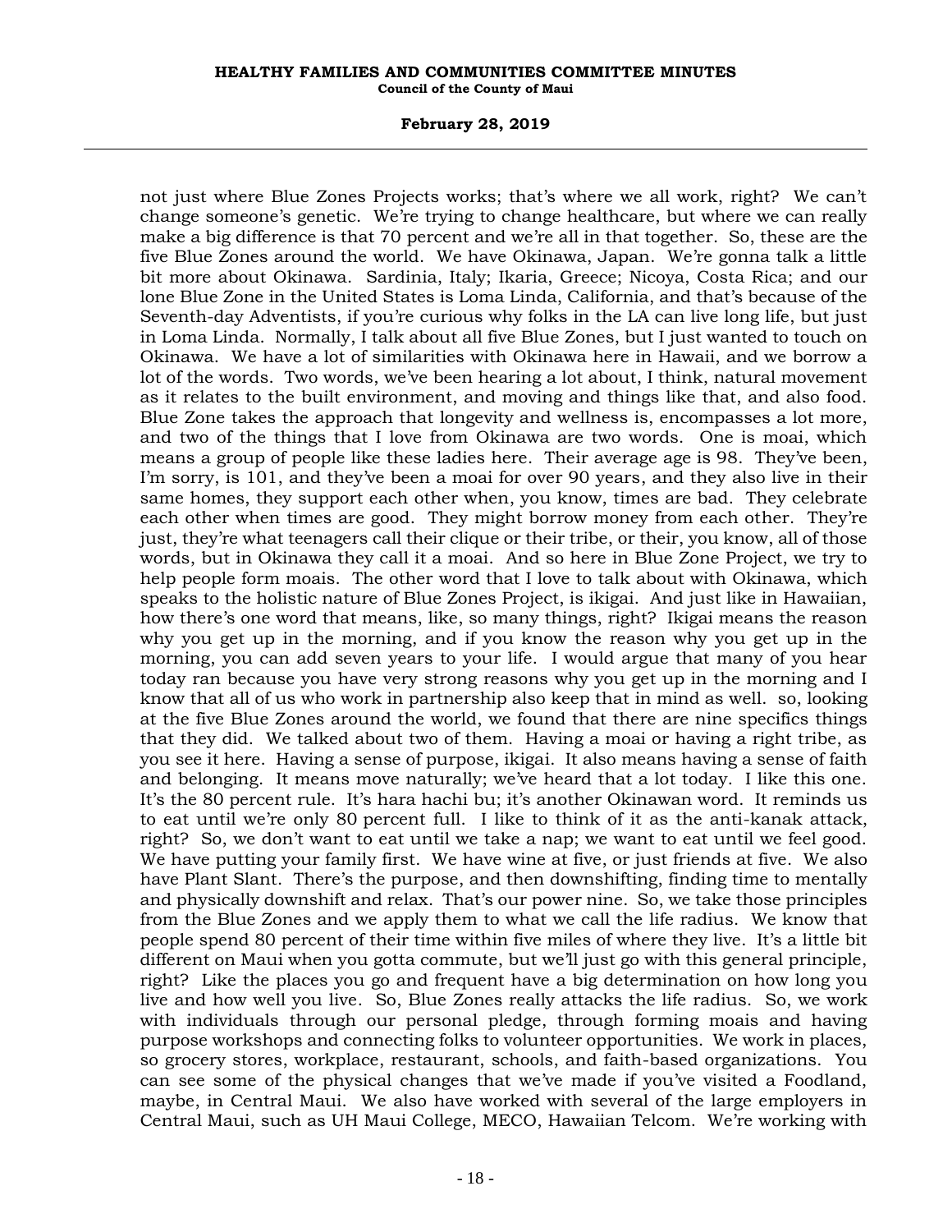not just where Blue Zones Projects works; that's where we all work, right? We can't change someone's genetic. We're trying to change healthcare, but where we can really make a big difference is that 70 percent and we're all in that together. So, these are the five Blue Zones around the world. We have Okinawa, Japan. We're gonna talk a little bit more about Okinawa. Sardinia, Italy; Ikaria, Greece; Nicoya, Costa Rica; and our lone Blue Zone in the United States is Loma Linda, California, and that's because of the Seventh-day Adventists, if you're curious why folks in the LA can live long life, but just in Loma Linda. Normally, I talk about all five Blue Zones, but I just wanted to touch on Okinawa. We have a lot of similarities with Okinawa here in Hawaii, and we borrow a lot of the words. Two words, we've been hearing a lot about, I think, natural movement as it relates to the built environment, and moving and things like that, and also food. Blue Zone takes the approach that longevity and wellness is, encompasses a lot more, and two of the things that I love from Okinawa are two words. One is moai, which means a group of people like these ladies here. Their average age is 98. They've been, I'm sorry, is 101, and they've been a moai for over 90 years, and they also live in their same homes, they support each other when, you know, times are bad. They celebrate each other when times are good. They might borrow money from each other. They're just, they're what teenagers call their clique or their tribe, or their, you know, all of those words, but in Okinawa they call it a moai. And so here in Blue Zone Project, we try to help people form moais. The other word that I love to talk about with Okinawa, which speaks to the holistic nature of Blue Zones Project, is ikigai. And just like in Hawaiian, how there's one word that means, like, so many things, right? Ikigai means the reason why you get up in the morning, and if you know the reason why you get up in the morning, you can add seven years to your life. I would argue that many of you hear today ran because you have very strong reasons why you get up in the morning and I know that all of us who work in partnership also keep that in mind as well. so, looking at the five Blue Zones around the world, we found that there are nine specifics things that they did. We talked about two of them. Having a moai or having a right tribe, as you see it here. Having a sense of purpose, ikigai. It also means having a sense of faith and belonging. It means move naturally; we've heard that a lot today. I like this one. It's the 80 percent rule. It's hara hachi bu; it's another Okinawan word. It reminds us to eat until we're only 80 percent full. I like to think of it as the anti-kanak attack, right? So, we don't want to eat until we take a nap; we want to eat until we feel good. We have putting your family first. We have wine at five, or just friends at five. We also have Plant Slant. There's the purpose, and then downshifting, finding time to mentally and physically downshift and relax. That's our power nine. So, we take those principles from the Blue Zones and we apply them to what we call the life radius. We know that people spend 80 percent of their time within five miles of where they live. It's a little bit different on Maui when you gotta commute, but we'll just go with this general principle, right? Like the places you go and frequent have a big determination on how long you live and how well you live. So, Blue Zones really attacks the life radius. So, we work with individuals through our personal pledge, through forming moais and having purpose workshops and connecting folks to volunteer opportunities. We work in places, so grocery stores, workplace, restaurant, schools, and faith-based organizations. You can see some of the physical changes that we've made if you've visited a Foodland, maybe, in Central Maui. We also have worked with several of the large employers in Central Maui, such as UH Maui College, MECO, Hawaiian Telcom. We're working with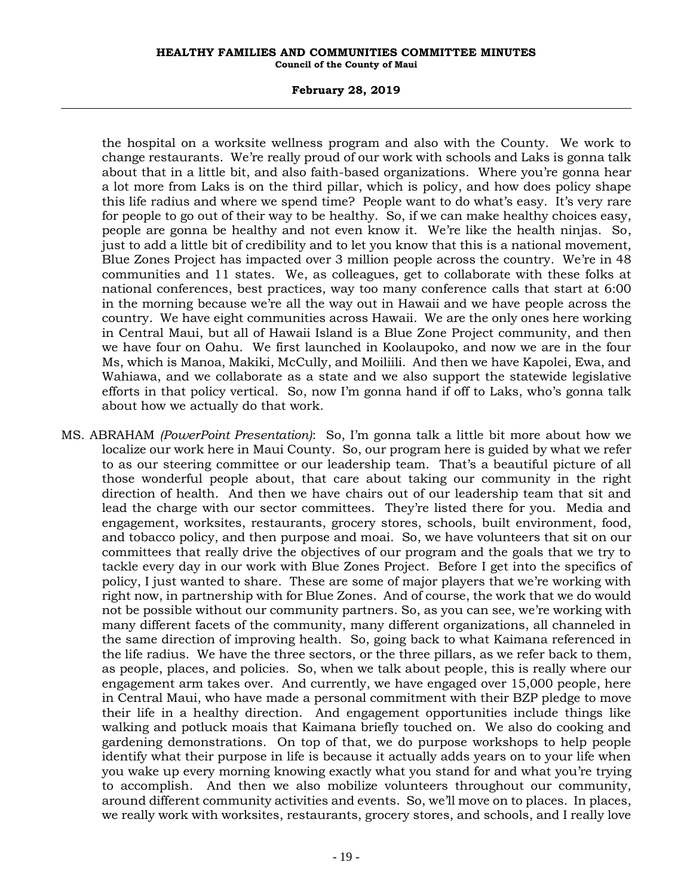the hospital on a worksite wellness program and also with the County. We work to change restaurants. We're really proud of our work with schools and Laks is gonna talk about that in a little bit, and also faith-based organizations. Where you're gonna hear a lot more from Laks is on the third pillar, which is policy, and how does policy shape this life radius and where we spend time? People want to do what's easy. It's very rare for people to go out of their way to be healthy. So, if we can make healthy choices easy, people are gonna be healthy and not even know it. We're like the health ninjas. So, just to add a little bit of credibility and to let you know that this is a national movement, Blue Zones Project has impacted over 3 million people across the country. We're in 48 communities and 11 states. We, as colleagues, get to collaborate with these folks at national conferences, best practices, way too many conference calls that start at 6:00 in the morning because we're all the way out in Hawaii and we have people across the country. We have eight communities across Hawaii. We are the only ones here working in Central Maui, but all of Hawaii Island is a Blue Zone Project community, and then we have four on Oahu. We first launched in Koolaupoko, and now we are in the four Ms, which is Manoa, Makiki, McCully, and Moiliili. And then we have Kapolei, Ewa, and Wahiawa, and we collaborate as a state and we also support the statewide legislative efforts in that policy vertical. So, now I'm gonna hand if off to Laks, who's gonna talk about how we actually do that work.

MS. ABRAHAM *(PowerPoint Presentation)*: So, I'm gonna talk a little bit more about how we localize our work here in Maui County. So, our program here is guided by what we refer to as our steering committee or our leadership team. That's a beautiful picture of all those wonderful people about, that care about taking our community in the right direction of health. And then we have chairs out of our leadership team that sit and lead the charge with our sector committees. They're listed there for you. Media and engagement, worksites, restaurants, grocery stores, schools, built environment, food, and tobacco policy, and then purpose and moai. So, we have volunteers that sit on our committees that really drive the objectives of our program and the goals that we try to tackle every day in our work with Blue Zones Project. Before I get into the specifics of policy, I just wanted to share. These are some of major players that we're working with right now, in partnership with for Blue Zones. And of course, the work that we do would not be possible without our community partners. So, as you can see, we're working with many different facets of the community, many different organizations, all channeled in the same direction of improving health. So, going back to what Kaimana referenced in the life radius. We have the three sectors, or the three pillars, as we refer back to them, as people, places, and policies. So, when we talk about people, this is really where our engagement arm takes over. And currently, we have engaged over 15,000 people, here in Central Maui, who have made a personal commitment with their BZP pledge to move their life in a healthy direction. And engagement opportunities include things like walking and potluck moais that Kaimana briefly touched on. We also do cooking and gardening demonstrations. On top of that, we do purpose workshops to help people identify what their purpose in life is because it actually adds years on to your life when you wake up every morning knowing exactly what you stand for and what you're trying to accomplish. And then we also mobilize volunteers throughout our community, around different community activities and events. So, we'll move on to places. In places, we really work with worksites, restaurants, grocery stores, and schools, and I really love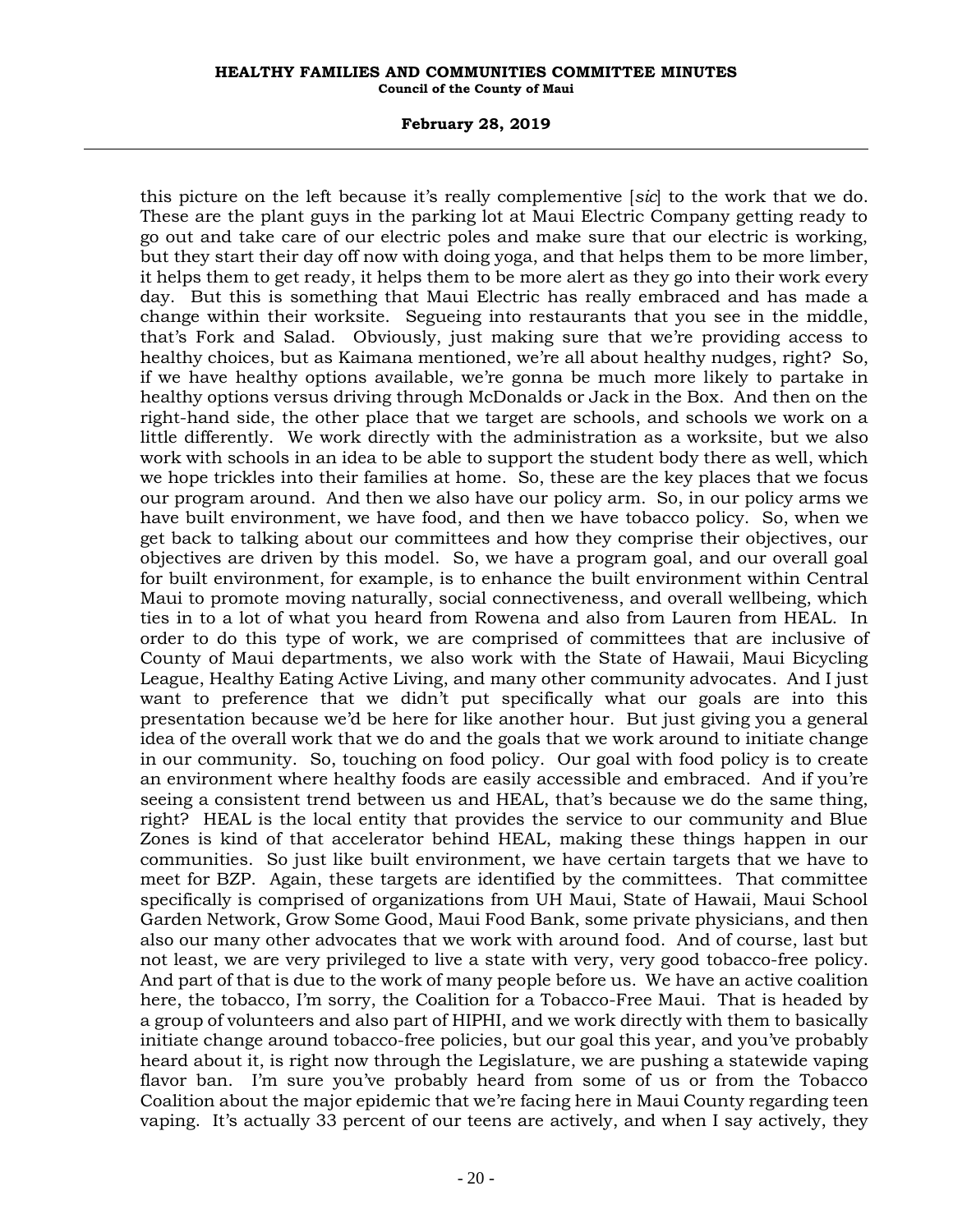this picture on the left because it's really complementive [*sic*] to the work that we do. These are the plant guys in the parking lot at Maui Electric Company getting ready to go out and take care of our electric poles and make sure that our electric is working, but they start their day off now with doing yoga, and that helps them to be more limber, it helps them to get ready, it helps them to be more alert as they go into their work every day. But this is something that Maui Electric has really embraced and has made a change within their worksite. Segueing into restaurants that you see in the middle, that's Fork and Salad. Obviously, just making sure that we're providing access to healthy choices, but as Kaimana mentioned, we're all about healthy nudges, right? So, if we have healthy options available, we're gonna be much more likely to partake in healthy options versus driving through McDonalds or Jack in the Box. And then on the right-hand side, the other place that we target are schools, and schools we work on a little differently. We work directly with the administration as a worksite, but we also work with schools in an idea to be able to support the student body there as well, which we hope trickles into their families at home. So, these are the key places that we focus our program around. And then we also have our policy arm. So, in our policy arms we have built environment, we have food, and then we have tobacco policy. So, when we get back to talking about our committees and how they comprise their objectives, our objectives are driven by this model. So, we have a program goal, and our overall goal for built environment, for example, is to enhance the built environment within Central Maui to promote moving naturally, social connectiveness, and overall wellbeing, which ties in to a lot of what you heard from Rowena and also from Lauren from HEAL. In order to do this type of work, we are comprised of committees that are inclusive of County of Maui departments, we also work with the State of Hawaii, Maui Bicycling League, Healthy Eating Active Living, and many other community advocates. And I just want to preference that we didn't put specifically what our goals are into this presentation because we'd be here for like another hour. But just giving you a general idea of the overall work that we do and the goals that we work around to initiate change in our community. So, touching on food policy. Our goal with food policy is to create an environment where healthy foods are easily accessible and embraced. And if you're seeing a consistent trend between us and HEAL, that's because we do the same thing, right? HEAL is the local entity that provides the service to our community and Blue Zones is kind of that accelerator behind HEAL, making these things happen in our communities. So just like built environment, we have certain targets that we have to meet for BZP. Again, these targets are identified by the committees. That committee specifically is comprised of organizations from UH Maui, State of Hawaii, Maui School Garden Network, Grow Some Good, Maui Food Bank, some private physicians, and then also our many other advocates that we work with around food. And of course, last but not least, we are very privileged to live a state with very, very good tobacco-free policy. And part of that is due to the work of many people before us. We have an active coalition here, the tobacco, I'm sorry, the Coalition for a Tobacco-Free Maui. That is headed by a group of volunteers and also part of HIPHI, and we work directly with them to basically initiate change around tobacco-free policies, but our goal this year, and you've probably heard about it, is right now through the Legislature, we are pushing a statewide vaping flavor ban. I'm sure you've probably heard from some of us or from the Tobacco Coalition about the major epidemic that we're facing here in Maui County regarding teen vaping. It's actually 33 percent of our teens are actively, and when I say actively, they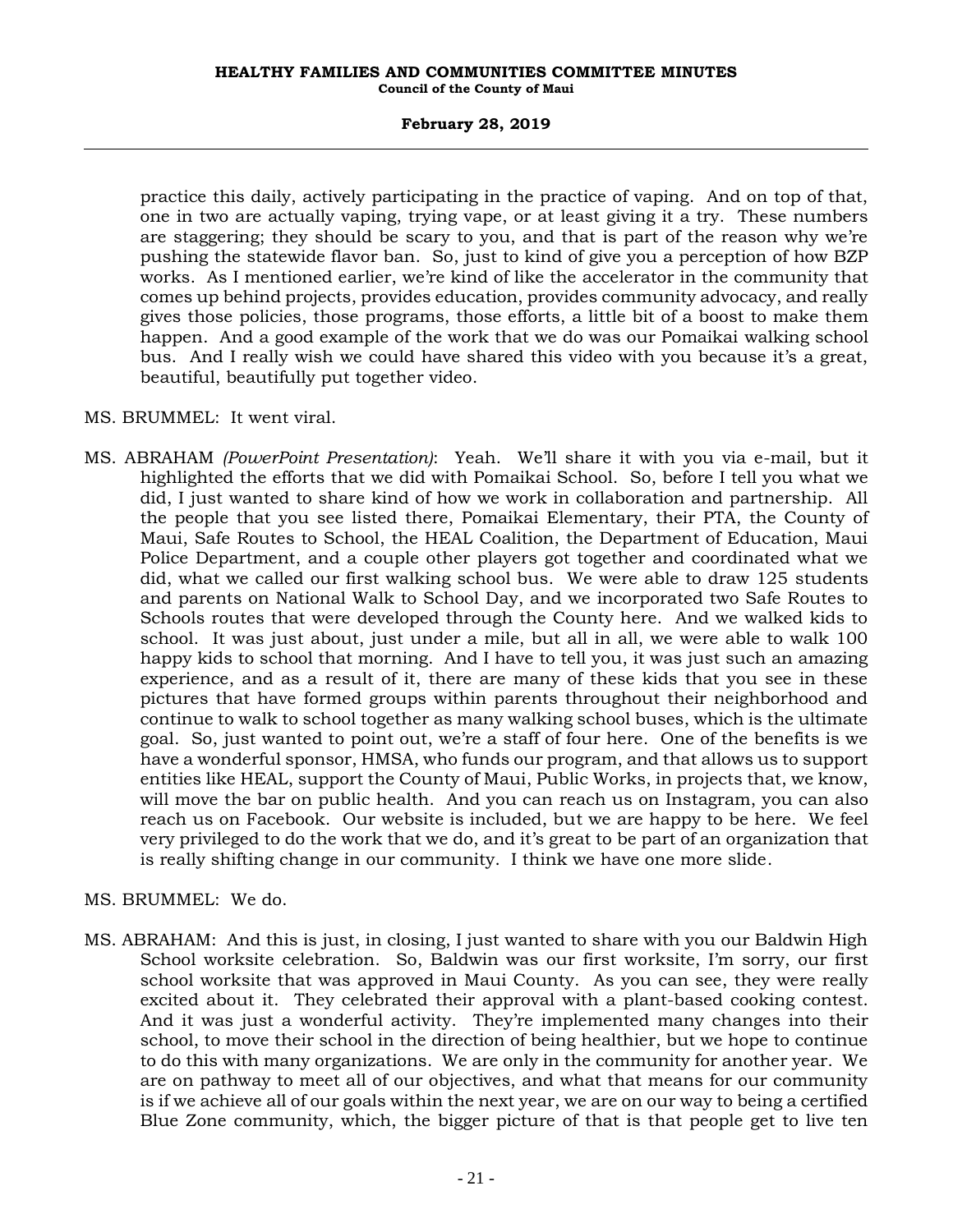practice this daily, actively participating in the practice of vaping. And on top of that, one in two are actually vaping, trying vape, or at least giving it a try. These numbers are staggering; they should be scary to you, and that is part of the reason why we're pushing the statewide flavor ban. So, just to kind of give you a perception of how BZP works. As I mentioned earlier, we're kind of like the accelerator in the community that comes up behind projects, provides education, provides community advocacy, and really gives those policies, those programs, those efforts, a little bit of a boost to make them happen. And a good example of the work that we do was our Pomaikai walking school bus. And I really wish we could have shared this video with you because it's a great, beautiful, beautifully put together video.

MS. BRUMMEL: It went viral.

MS. ABRAHAM *(PowerPoint Presentation)*: Yeah. We'll share it with you via e-mail, but it highlighted the efforts that we did with Pomaikai School. So, before I tell you what we did, I just wanted to share kind of how we work in collaboration and partnership. All the people that you see listed there, Pomaikai Elementary, their PTA, the County of Maui, Safe Routes to School, the HEAL Coalition, the Department of Education, Maui Police Department, and a couple other players got together and coordinated what we did, what we called our first walking school bus. We were able to draw 125 students and parents on National Walk to School Day, and we incorporated two Safe Routes to Schools routes that were developed through the County here. And we walked kids to school. It was just about, just under a mile, but all in all, we were able to walk 100 happy kids to school that morning. And I have to tell you, it was just such an amazing experience, and as a result of it, there are many of these kids that you see in these pictures that have formed groups within parents throughout their neighborhood and continue to walk to school together as many walking school buses, which is the ultimate goal. So, just wanted to point out, we're a staff of four here. One of the benefits is we have a wonderful sponsor, HMSA, who funds our program, and that allows us to support entities like HEAL, support the County of Maui, Public Works, in projects that, we know, will move the bar on public health. And you can reach us on Instagram, you can also reach us on Facebook. Our website is included, but we are happy to be here. We feel very privileged to do the work that we do, and it's great to be part of an organization that is really shifting change in our community. I think we have one more slide.

MS. BRUMMEL: We do.

MS. ABRAHAM: And this is just, in closing, I just wanted to share with you our Baldwin High School worksite celebration. So, Baldwin was our first worksite, I'm sorry, our first school worksite that was approved in Maui County. As you can see, they were really excited about it. They celebrated their approval with a plant-based cooking contest. And it was just a wonderful activity. They're implemented many changes into their school, to move their school in the direction of being healthier, but we hope to continue to do this with many organizations. We are only in the community for another year. We are on pathway to meet all of our objectives, and what that means for our community is if we achieve all of our goals within the next year, we are on our way to being a certified Blue Zone community, which, the bigger picture of that is that people get to live ten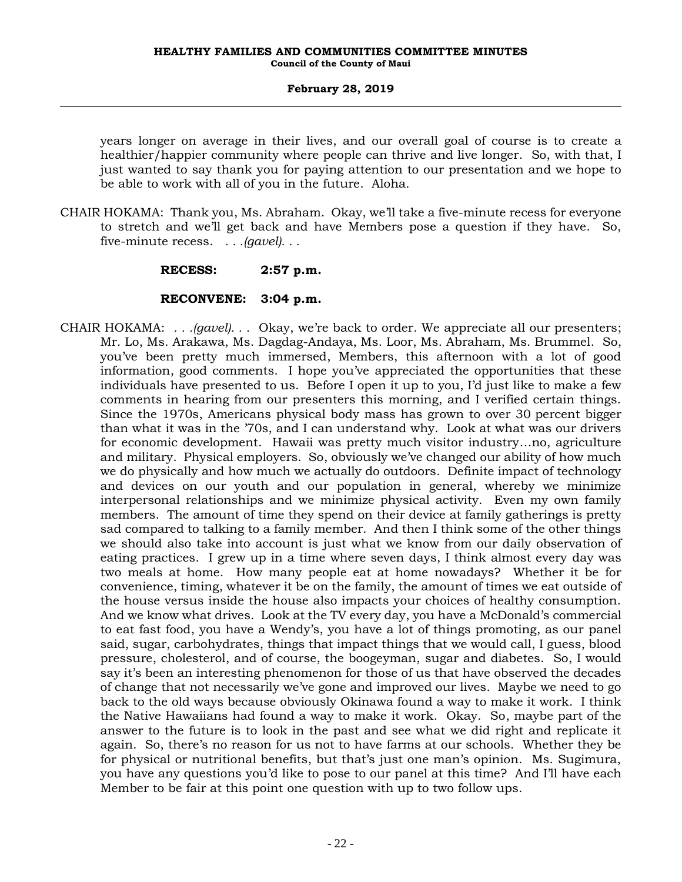years longer on average in their lives, and our overall goal of course is to create a healthier/happier community where people can thrive and live longer. So, with that, I just wanted to say thank you for paying attention to our presentation and we hope to be able to work with all of you in the future. Aloha.

CHAIR HOKAMA: Thank you, Ms. Abraham. Okay, we'll take a five-minute recess for everyone to stretch and we'll get back and have Members pose a question if they have. So, five-minute recess. *. . .(gavel). . .*

**RECESS: 2:57 p.m.**

**RECONVENE: 3:04 p.m.**

CHAIR HOKAMA: *. . .(gavel). . .* Okay, we're back to order. We appreciate all our presenters; Mr. Lo, Ms. Arakawa, Ms. Dagdag-Andaya, Ms. Loor, Ms. Abraham, Ms. Brummel. So, you've been pretty much immersed, Members, this afternoon with a lot of good information, good comments. I hope you've appreciated the opportunities that these individuals have presented to us. Before I open it up to you, I'd just like to make a few comments in hearing from our presenters this morning, and I verified certain things. Since the 1970s, Americans physical body mass has grown to over 30 percent bigger than what it was in the '70s, and I can understand why. Look at what was our drivers for economic development. Hawaii was pretty much visitor industry...no, agriculture and military. Physical employers. So, obviously we've changed our ability of how much we do physically and how much we actually do outdoors. Definite impact of technology and devices on our youth and our population in general, whereby we minimize interpersonal relationships and we minimize physical activity. Even my own family members. The amount of time they spend on their device at family gatherings is pretty sad compared to talking to a family member. And then I think some of the other things we should also take into account is just what we know from our daily observation of eating practices. I grew up in a time where seven days, I think almost every day was two meals at home. How many people eat at home nowadays? Whether it be for convenience, timing, whatever it be on the family, the amount of times we eat outside of the house versus inside the house also impacts your choices of healthy consumption. And we know what drives. Look at the TV every day, you have a McDonald's commercial to eat fast food, you have a Wendy's, you have a lot of things promoting, as our panel said, sugar, carbohydrates, things that impact things that we would call, I guess, blood pressure, cholesterol, and of course, the boogeyman, sugar and diabetes. So, I would say it's been an interesting phenomenon for those of us that have observed the decades of change that not necessarily we've gone and improved our lives. Maybe we need to go back to the old ways because obviously Okinawa found a way to make it work. I think the Native Hawaiians had found a way to make it work. Okay. So, maybe part of the answer to the future is to look in the past and see what we did right and replicate it again. So, there's no reason for us not to have farms at our schools. Whether they be for physical or nutritional benefits, but that's just one man's opinion. Ms. Sugimura, you have any questions you'd like to pose to our panel at this time? And I'll have each Member to be fair at this point one question with up to two follow ups.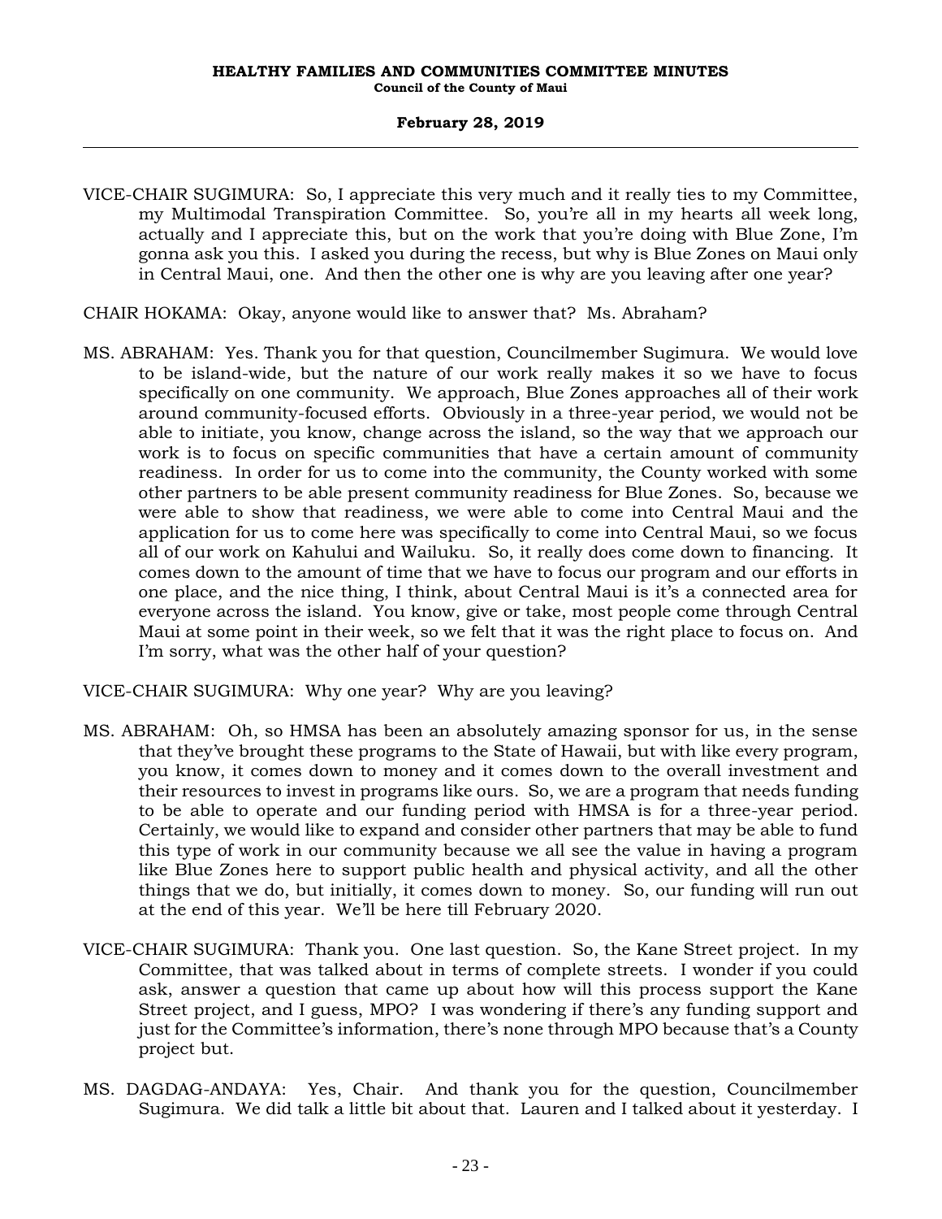VICE-CHAIR SUGIMURA: So, I appreciate this very much and it really ties to my Committee, my Multimodal Transpiration Committee. So, you're all in my hearts all week long, actually and I appreciate this, but on the work that you're doing with Blue Zone, I'm gonna ask you this. I asked you during the recess, but why is Blue Zones on Maui only in Central Maui, one. And then the other one is why are you leaving after one year?

CHAIR HOKAMA: Okay, anyone would like to answer that? Ms. Abraham?

MS. ABRAHAM: Yes. Thank you for that question, Councilmember Sugimura. We would love to be island-wide, but the nature of our work really makes it so we have to focus specifically on one community. We approach, Blue Zones approaches all of their work around community-focused efforts. Obviously in a three-year period, we would not be able to initiate, you know, change across the island, so the way that we approach our work is to focus on specific communities that have a certain amount of community readiness. In order for us to come into the community, the County worked with some other partners to be able present community readiness for Blue Zones. So, because we were able to show that readiness, we were able to come into Central Maui and the application for us to come here was specifically to come into Central Maui, so we focus all of our work on Kahului and Wailuku. So, it really does come down to financing. It comes down to the amount of time that we have to focus our program and our efforts in one place, and the nice thing, I think, about Central Maui is it's a connected area for everyone across the island. You know, give or take, most people come through Central Maui at some point in their week, so we felt that it was the right place to focus on. And I'm sorry, what was the other half of your question?

VICE-CHAIR SUGIMURA: Why one year? Why are you leaving?

MS. ABRAHAM: Oh, so HMSA has been an absolutely amazing sponsor for us, in the sense that they've brought these programs to the State of Hawaii, but with like every program, you know, it comes down to money and it comes down to the overall investment and their resources to invest in programs like ours. So, we are a program that needs funding to be able to operate and our funding period with HMSA is for a three-year period. Certainly, we would like to expand and consider other partners that may be able to fund this type of work in our community because we all see the value in having a program like Blue Zones here to support public health and physical activity, and all the other things that we do, but initially, it comes down to money. So, our funding will run out at the end of this year. We'll be here till February 2020.

VICE-CHAIR SUGIMURA: Thank you. One last question. So, the Kane Street project. In my Committee, that was talked about in terms of complete streets. I wonder if you could ask, answer a question that came up about how will this process support the Kane Street project, and I guess, MPO? I was wondering if there's any funding support and just for the Committee's information, there's none through MPO because that's a County project but.

MS. DAGDAG-ANDAYA: Yes, Chair. And thank you for the question, Councilmember Sugimura. We did talk a little bit about that. Lauren and I talked about it yesterday. I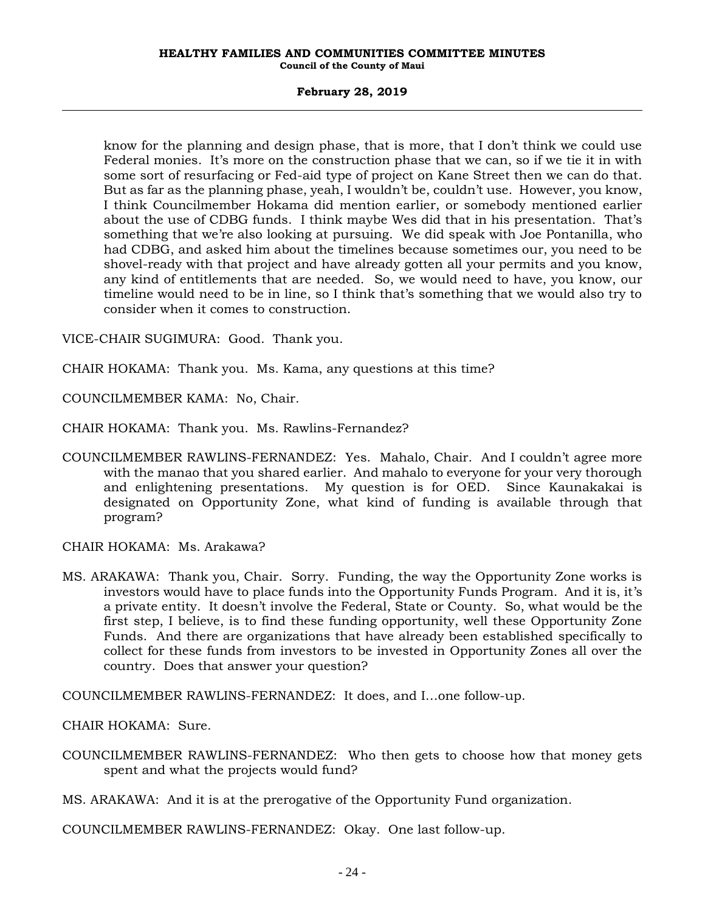know for the planning and design phase, that is more, that I don't think we could use Federal monies. It's more on the construction phase that we can, so if we tie it in with some sort of resurfacing or Fed-aid type of project on Kane Street then we can do that. But as far as the planning phase, yeah, I wouldn't be, couldn't use. However, you know, I think Councilmember Hokama did mention earlier, or somebody mentioned earlier about the use of CDBG funds. I think maybe Wes did that in his presentation. That's something that we're also looking at pursuing. We did speak with Joe Pontanilla, who had CDBG, and asked him about the timelines because sometimes our, you need to be shovel-ready with that project and have already gotten all your permits and you know, any kind of entitlements that are needed. So, we would need to have, you know, our timeline would need to be in line, so I think that's something that we would also try to consider when it comes to construction.

VICE-CHAIR SUGIMURA: Good. Thank you.

CHAIR HOKAMA: Thank you. Ms. Kama, any questions at this time?

COUNCILMEMBER KAMA: No, Chair.

CHAIR HOKAMA: Thank you. Ms. Rawlins-Fernandez?

COUNCILMEMBER RAWLINS-FERNANDEZ: Yes. Mahalo, Chair. And I couldn't agree more with the manao that you shared earlier. And mahalo to everyone for your very thorough and enlightening presentations. My question is for OED. Since Kaunakakai is designated on Opportunity Zone, what kind of funding is available through that program?

CHAIR HOKAMA: Ms. Arakawa?

MS. ARAKAWA: Thank you, Chair. Sorry. Funding, the way the Opportunity Zone works is investors would have to place funds into the Opportunity Funds Program. And it is, it's a private entity. It doesn't involve the Federal, State or County. So, what would be the first step, I believe, is to find these funding opportunity, well these Opportunity Zone Funds. And there are organizations that have already been established specifically to collect for these funds from investors to be invested in Opportunity Zones all over the country. Does that answer your question?

COUNCILMEMBER RAWLINS-FERNANDEZ: It does, and I...one follow-up.

CHAIR HOKAMA: Sure.

COUNCILMEMBER RAWLINS-FERNANDEZ: Who then gets to choose how that money gets spent and what the projects would fund?

MS. ARAKAWA: And it is at the prerogative of the Opportunity Fund organization.

COUNCILMEMBER RAWLINS-FERNANDEZ: Okay. One last follow-up.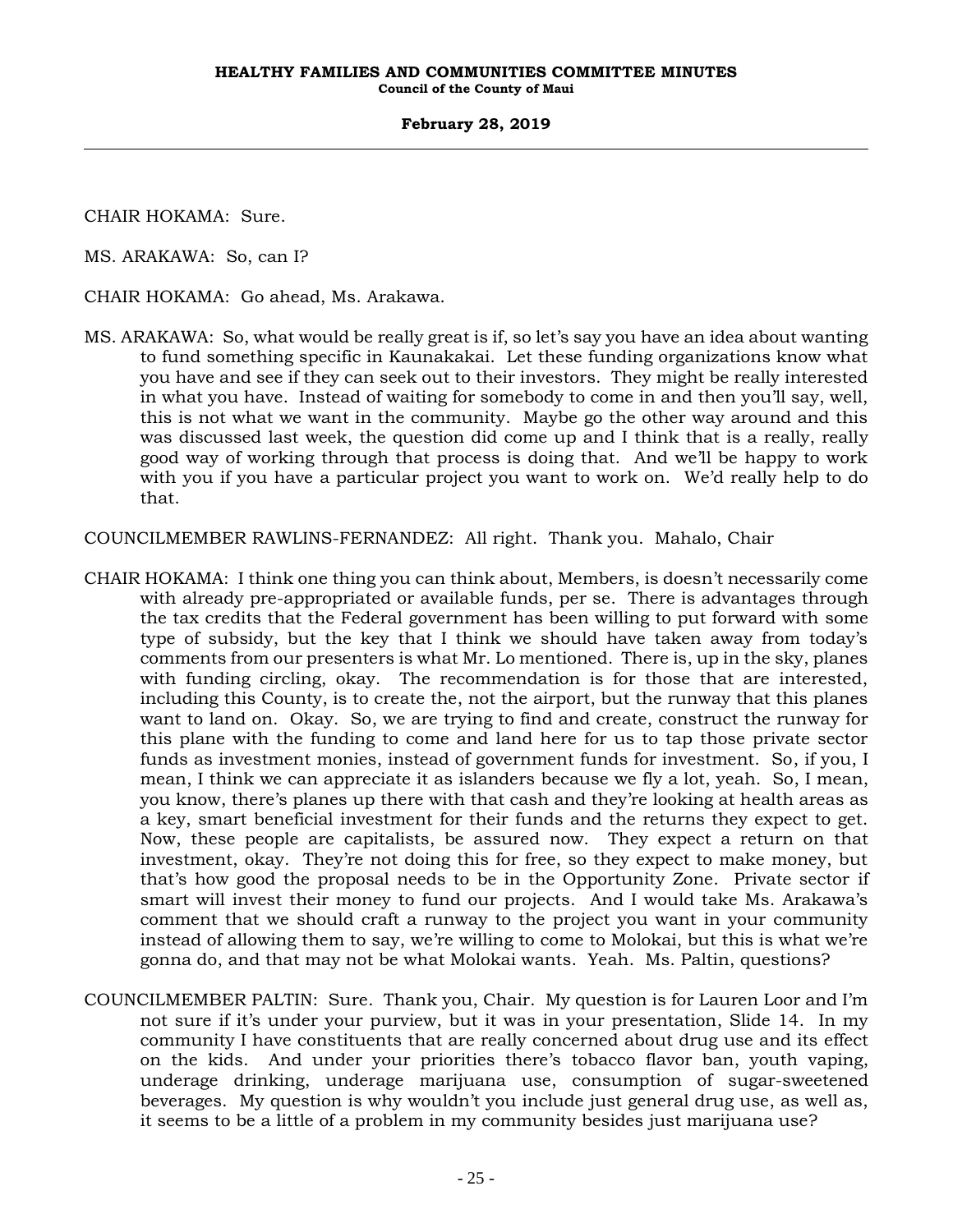CHAIR HOKAMA: Sure.

MS. ARAKAWA: So, can I?

CHAIR HOKAMA: Go ahead, Ms. Arakawa.

MS. ARAKAWA: So, what would be really great is if, so let's say you have an idea about wanting to fund something specific in Kaunakakai. Let these funding organizations know what you have and see if they can seek out to their investors. They might be really interested in what you have. Instead of waiting for somebody to come in and then you'll say, well, this is not what we want in the community. Maybe go the other way around and this was discussed last week, the question did come up and I think that is a really, really good way of working through that process is doing that. And we'll be happy to work with you if you have a particular project you want to work on. We'd really help to do that.

COUNCILMEMBER RAWLINS-FERNANDEZ: All right. Thank you. Mahalo, Chair

CHAIR HOKAMA: I think one thing you can think about, Members, is doesn't necessarily come with already pre-appropriated or available funds, per se. There is advantages through the tax credits that the Federal government has been willing to put forward with some type of subsidy, but the key that I think we should have taken away from today's comments from our presenters is what Mr. Lo mentioned. There is, up in the sky, planes with funding circling, okay. The recommendation is for those that are interested, including this County, is to create the, not the airport, but the runway that this planes want to land on. Okay. So, we are trying to find and create, construct the runway for this plane with the funding to come and land here for us to tap those private sector funds as investment monies, instead of government funds for investment. So, if you, I mean, I think we can appreciate it as islanders because we fly a lot, yeah. So, I mean, you know, there's planes up there with that cash and they're looking at health areas as a key, smart beneficial investment for their funds and the returns they expect to get. Now, these people are capitalists, be assured now. They expect a return on that investment, okay. They're not doing this for free, so they expect to make money, but that's how good the proposal needs to be in the Opportunity Zone. Private sector if smart will invest their money to fund our projects. And I would take Ms. Arakawa's comment that we should craft a runway to the project you want in your community instead of allowing them to say, we're willing to come to Molokai, but this is what we're gonna do, and that may not be what Molokai wants. Yeah. Ms. Paltin, questions?

COUNCILMEMBER PALTIN: Sure. Thank you, Chair. My question is for Lauren Loor and I'm not sure if it's under your purview, but it was in your presentation, Slide 14. In my community I have constituents that are really concerned about drug use and its effect on the kids. And under your priorities there's tobacco flavor ban, youth vaping, underage drinking, underage marijuana use, consumption of sugar-sweetened beverages. My question is why wouldn't you include just general drug use, as well as, it seems to be a little of a problem in my community besides just marijuana use?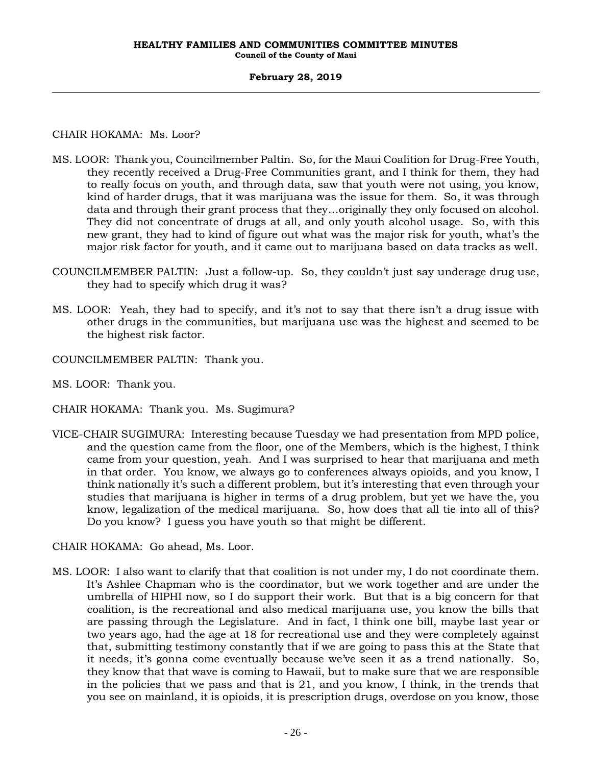CHAIR HOKAMA: Ms. Loor?

MS. LOOR: Thank you, Councilmember Paltin. So, for the Maui Coalition for Drug-Free Youth, they recently received a Drug-Free Communities grant, and I think for them, they had to really focus on youth, and through data, saw that youth were not using, you know, kind of harder drugs, that it was marijuana was the issue for them. So, it was through data and through their grant process that they…originally they only focused on alcohol. They did not concentrate of drugs at all, and only youth alcohol usage. So, with this new grant, they had to kind of figure out what was the major risk for youth, what's the major risk factor for youth, and it came out to marijuana based on data tracks as well.

COUNCILMEMBER PALTIN: Just a follow-up. So, they couldn't just say underage drug use, they had to specify which drug it was?

MS. LOOR: Yeah, they had to specify, and it's not to say that there isn't a drug issue with other drugs in the communities, but marijuana use was the highest and seemed to be the highest risk factor.

COUNCILMEMBER PALTIN: Thank you.

MS. LOOR: Thank you.

CHAIR HOKAMA: Thank you. Ms. Sugimura?

VICE-CHAIR SUGIMURA: Interesting because Tuesday we had presentation from MPD police, and the question came from the floor, one of the Members, which is the highest, I think came from your question, yeah. And I was surprised to hear that marijuana and meth in that order. You know, we always go to conferences always opioids, and you know, I think nationally it's such a different problem, but it's interesting that even through your studies that marijuana is higher in terms of a drug problem, but yet we have the, you know, legalization of the medical marijuana. So, how does that all tie into all of this? Do you know? I guess you have youth so that might be different.

CHAIR HOKAMA: Go ahead, Ms. Loor.

MS. LOOR: I also want to clarify that that coalition is not under my, I do not coordinate them. It's Ashlee Chapman who is the coordinator, but we work together and are under the umbrella of HIPHI now, so I do support their work. But that is a big concern for that coalition, is the recreational and also medical marijuana use, you know the bills that are passing through the Legislature. And in fact, I think one bill, maybe last year or two years ago, had the age at 18 for recreational use and they were completely against that, submitting testimony constantly that if we are going to pass this at the State that it needs, it's gonna come eventually because we've seen it as a trend nationally. So, they know that that wave is coming to Hawaii, but to make sure that we are responsible in the policies that we pass and that is 21, and you know, I think, in the trends that you see on mainland, it is opioids, it is prescription drugs, overdose on you know, those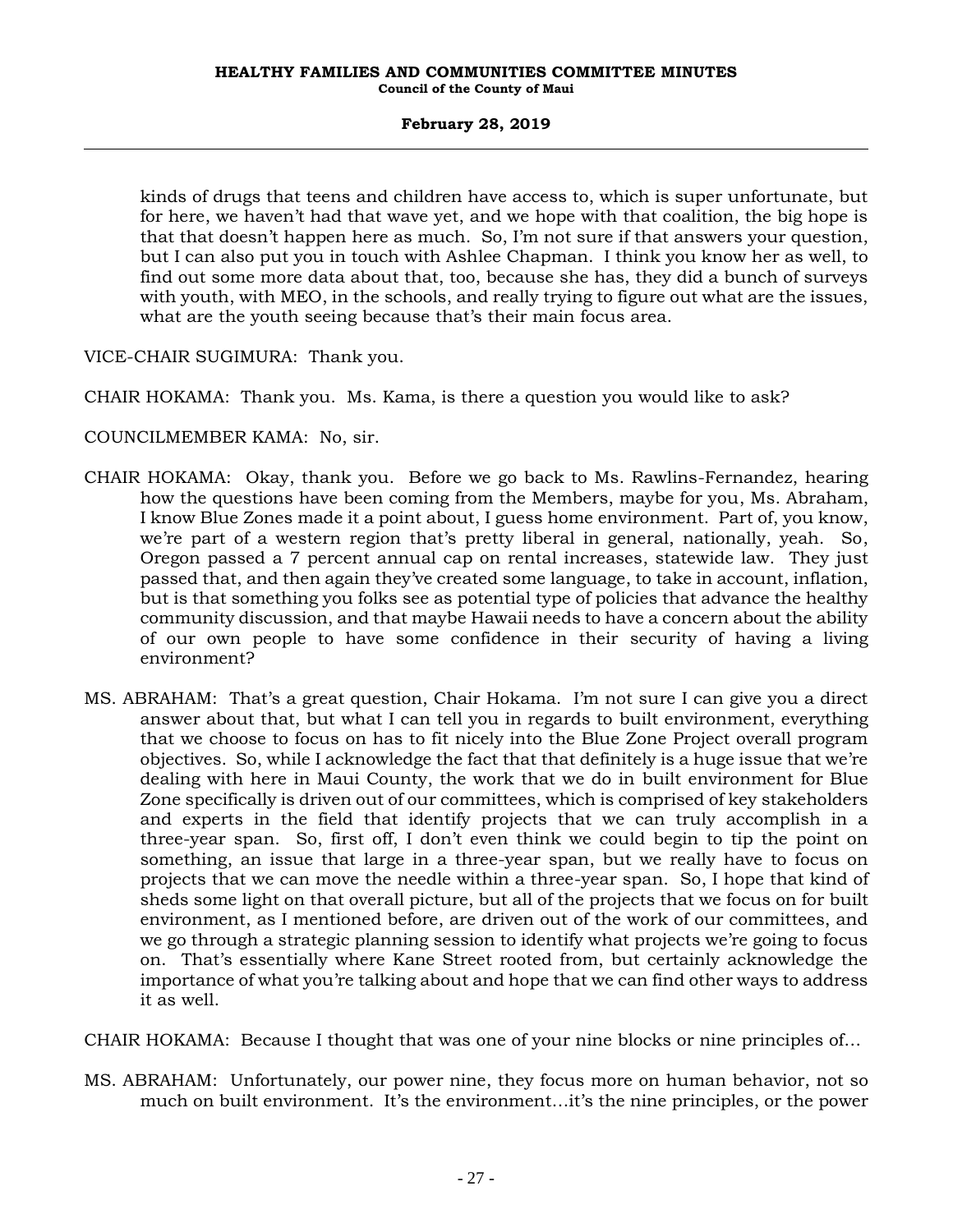kinds of drugs that teens and children have access to, which is super unfortunate, but for here, we haven't had that wave yet, and we hope with that coalition, the big hope is that that doesn't happen here as much. So, I'm not sure if that answers your question, but I can also put you in touch with Ashlee Chapman. I think you know her as well, to find out some more data about that, too, because she has, they did a bunch of surveys with youth, with MEO, in the schools, and really trying to figure out what are the issues, what are the youth seeing because that's their main focus area.

VICE-CHAIR SUGIMURA: Thank you.

CHAIR HOKAMA: Thank you. Ms. Kama, is there a question you would like to ask?

COUNCILMEMBER KAMA: No, sir.

CHAIR HOKAMA: Okay, thank you. Before we go back to Ms. Rawlins-Fernandez, hearing how the questions have been coming from the Members, maybe for you, Ms. Abraham, I know Blue Zones made it a point about, I guess home environment. Part of, you know, we're part of a western region that's pretty liberal in general, nationally, yeah. So, Oregon passed a 7 percent annual cap on rental increases, statewide law. They just passed that, and then again they've created some language, to take in account, inflation, but is that something you folks see as potential type of policies that advance the healthy community discussion, and that maybe Hawaii needs to have a concern about the ability of our own people to have some confidence in their security of having a living environment?

MS. ABRAHAM: That's a great question, Chair Hokama. I'm not sure I can give you a direct answer about that, but what I can tell you in regards to built environment, everything that we choose to focus on has to fit nicely into the Blue Zone Project overall program objectives. So, while I acknowledge the fact that that definitely is a huge issue that we're dealing with here in Maui County, the work that we do in built environment for Blue Zone specifically is driven out of our committees, which is comprised of key stakeholders and experts in the field that identify projects that we can truly accomplish in a three-year span. So, first off, I don't even think we could begin to tip the point on something, an issue that large in a three-year span, but we really have to focus on projects that we can move the needle within a three-year span. So, I hope that kind of sheds some light on that overall picture, but all of the projects that we focus on for built environment, as I mentioned before, are driven out of the work of our committees, and we go through a strategic planning session to identify what projects we're going to focus on. That's essentially where Kane Street rooted from, but certainly acknowledge the importance of what you're talking about and hope that we can find other ways to address it as well.

CHAIR HOKAMA: Because I thought that was one of your nine blocks or nine principles of...

MS. ABRAHAM: Unfortunately, our power nine, they focus more on human behavior, not so much on built environment. It's the environment...it's the nine principles, or the power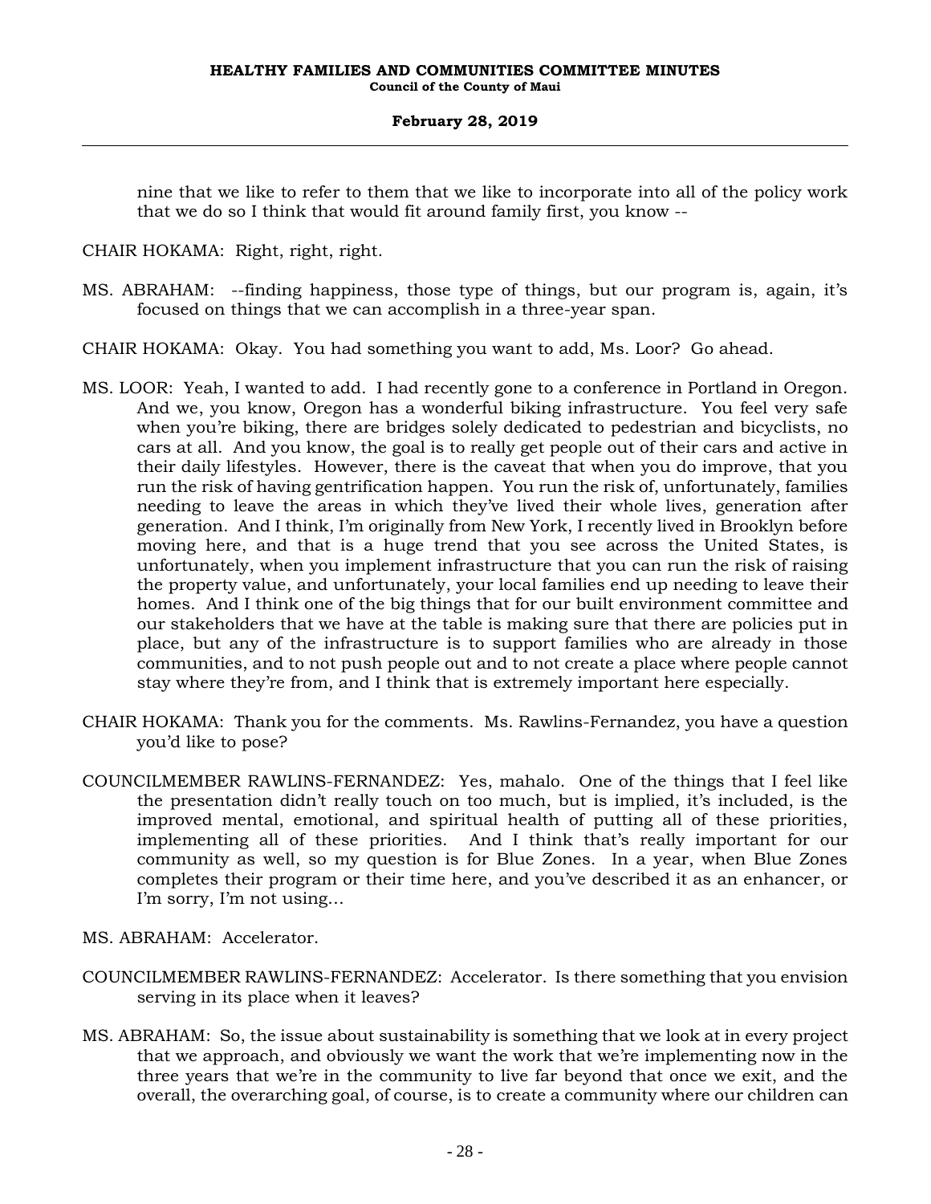nine that we like to refer to them that we like to incorporate into all of the policy work that we do so I think that would fit around family first, you know --

CHAIR HOKAMA: Right, right, right.

MS. ABRAHAM: --finding happiness, those type of things, but our program is, again, it's focused on things that we can accomplish in a three-year span.

CHAIR HOKAMA: Okay. You had something you want to add, Ms. Loor? Go ahead.

MS. LOOR: Yeah, I wanted to add. I had recently gone to a conference in Portland in Oregon. And we, you know, Oregon has a wonderful biking infrastructure. You feel very safe when you're biking, there are bridges solely dedicated to pedestrian and bicyclists, no cars at all. And you know, the goal is to really get people out of their cars and active in their daily lifestyles. However, there is the caveat that when you do improve, that you run the risk of having gentrification happen. You run the risk of, unfortunately, families needing to leave the areas in which they've lived their whole lives, generation after generation. And I think, I'm originally from New York, I recently lived in Brooklyn before moving here, and that is a huge trend that you see across the United States, is unfortunately, when you implement infrastructure that you can run the risk of raising the property value, and unfortunately, your local families end up needing to leave their homes. And I think one of the big things that for our built environment committee and our stakeholders that we have at the table is making sure that there are policies put in place, but any of the infrastructure is to support families who are already in those communities, and to not push people out and to not create a place where people cannot stay where they're from, and I think that is extremely important here especially.

CHAIR HOKAMA: Thank you for the comments. Ms. Rawlins-Fernandez, you have a question you'd like to pose?

COUNCILMEMBER RAWLINS-FERNANDEZ: Yes, mahalo. One of the things that I feel like the presentation didn't really touch on too much, but is implied, it's included, is the improved mental, emotional, and spiritual health of putting all of these priorities, implementing all of these priorities. And I think that's really important for our community as well, so my question is for Blue Zones. In a year, when Blue Zones completes their program or their time here, and you've described it as an enhancer, or I'm sorry, I'm not using...

MS. ABRAHAM: Accelerator.

COUNCILMEMBER RAWLINS-FERNANDEZ: Accelerator. Is there something that you envision serving in its place when it leaves?

MS. ABRAHAM: So, the issue about sustainability is something that we look at in every project that we approach, and obviously we want the work that we're implementing now in the three years that we're in the community to live far beyond that once we exit, and the overall, the overarching goal, of course, is to create a community where our children can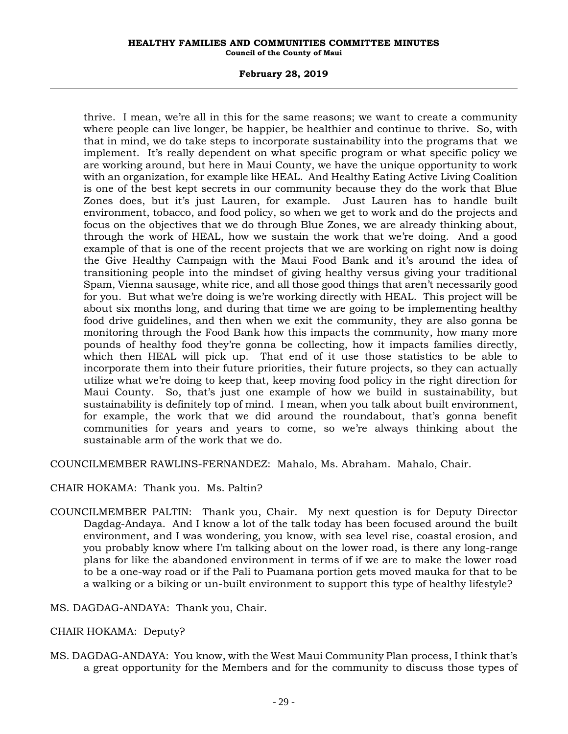thrive. I mean, we're all in this for the same reasons; we want to create a community where people can live longer, be happier, be healthier and continue to thrive. So, with that in mind, we do take steps to incorporate sustainability into the programs that we implement. It's really dependent on what specific program or what specific policy we are working around, but here in Maui County, we have the unique opportunity to work with an organization, for example like HEAL. And Healthy Eating Active Living Coalition is one of the best kept secrets in our community because they do the work that Blue Zones does, but it's just Lauren, for example. Just Lauren has to handle built environment, tobacco, and food policy, so when we get to work and do the projects and focus on the objectives that we do through Blue Zones, we are already thinking about, through the work of HEAL, how we sustain the work that we're doing. And a good example of that is one of the recent projects that we are working on right now is doing the Give Healthy Campaign with the Maui Food Bank and it's around the idea of transitioning people into the mindset of giving healthy versus giving your traditional Spam, Vienna sausage, white rice, and all those good things that aren't necessarily good for you. But what we're doing is we're working directly with HEAL. This project will be about six months long, and during that time we are going to be implementing healthy food drive guidelines, and then when we exit the community, they are also gonna be monitoring through the Food Bank how this impacts the community, how many more pounds of healthy food they're gonna be collecting, how it impacts families directly, which then HEAL will pick up. That end of it use those statistics to be able to incorporate them into their future priorities, their future projects, so they can actually utilize what we're doing to keep that, keep moving food policy in the right direction for Maui County. So, that's just one example of how we build in sustainability, but sustainability is definitely top of mind. I mean, when you talk about built environment, for example, the work that we did around the roundabout, that's gonna benefit communities for years and years to come, so we're always thinking about the sustainable arm of the work that we do.

COUNCILMEMBER RAWLINS-FERNANDEZ: Mahalo, Ms. Abraham. Mahalo, Chair.

CHAIR HOKAMA: Thank you. Ms. Paltin?

COUNCILMEMBER PALTIN: Thank you, Chair. My next question is for Deputy Director Dagdag-Andaya. And I know a lot of the talk today has been focused around the built environment, and I was wondering, you know, with sea level rise, coastal erosion, and you probably know where I'm talking about on the lower road, is there any long-range plans for like the abandoned environment in terms of if we are to make the lower road to be a one-way road or if the Pali to Puamana portion gets moved mauka for that to be a walking or a biking or un-built environment to support this type of healthy lifestyle?

MS. DAGDAG-ANDAYA: Thank you, Chair.

CHAIR HOKAMA: Deputy?

MS. DAGDAG-ANDAYA: You know, with the West Maui Community Plan process, I think that's a great opportunity for the Members and for the community to discuss those types of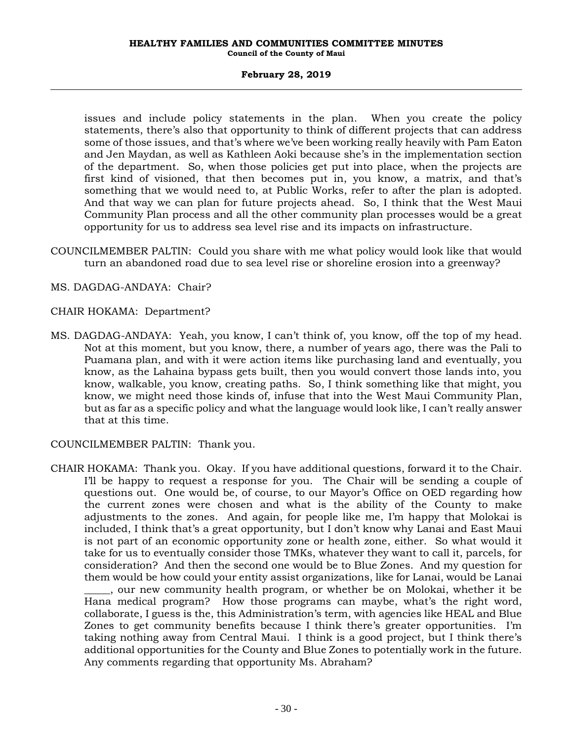issues and include policy statements in the plan. When you create the policy statements, there's also that opportunity to think of different projects that can address some of those issues, and that's where we've been working really heavily with Pam Eaton and Jen Maydan, as well as Kathleen Aoki because she's in the implementation section of the department. So, when those policies get put into place, when the projects are first kind of visioned, that then becomes put in, you know, a matrix, and that's something that we would need to, at Public Works, refer to after the plan is adopted. And that way we can plan for future projects ahead. So, I think that the West Maui Community Plan process and all the other community plan processes would be a great opportunity for us to address sea level rise and its impacts on infrastructure.

COUNCILMEMBER PALTIN: Could you share with me what policy would look like that would turn an abandoned road due to sea level rise or shoreline erosion into a greenway?

MS. DAGDAG-ANDAYA: Chair?

CHAIR HOKAMA: Department?

MS. DAGDAG-ANDAYA: Yeah, you know, I can't think of, you know, off the top of my head. Not at this moment, but you know, there, a number of years ago, there was the Pali to Puamana plan, and with it were action items like purchasing land and eventually, you know, as the Lahaina bypass gets built, then you would convert those lands into, you know, walkable, you know, creating paths. So, I think something like that might, you know, we might need those kinds of, infuse that into the West Maui Community Plan, but as far as a specific policy and what the language would look like, I can't really answer that at this time.

COUNCILMEMBER PALTIN: Thank you.

CHAIR HOKAMA: Thank you. Okay. If you have additional questions, forward it to the Chair. I'll be happy to request a response for you. The Chair will be sending a couple of questions out. One would be, of course, to our Mayor's Office on OED regarding how the current zones were chosen and what is the ability of the County to make adjustments to the zones. And again, for people like me, I'm happy that Molokai is included, I think that's a great opportunity, but I don't know why Lanai and East Maui is not part of an economic opportunity zone or health zone, either. So what would it take for us to eventually consider those TMKs, whatever they want to call it, parcels, for consideration? And then the second one would be to Blue Zones. And my question for them would be how could your entity assist organizations, like for Lanai, would be Lanai _____, our new community health program, or whether be on Molokai, whether it be Hana medical program? How those programs can maybe, what's the right word, collaborate, I guess is the, this Administration's term, with agencies like HEAL and Blue Zones to get community benefits because I think there's greater opportunities. I'm taking nothing away from Central Maui. I think is a good project, but I think there's additional opportunities for the County and Blue Zones to potentially work in the future. Any comments regarding that opportunity Ms. Abraham?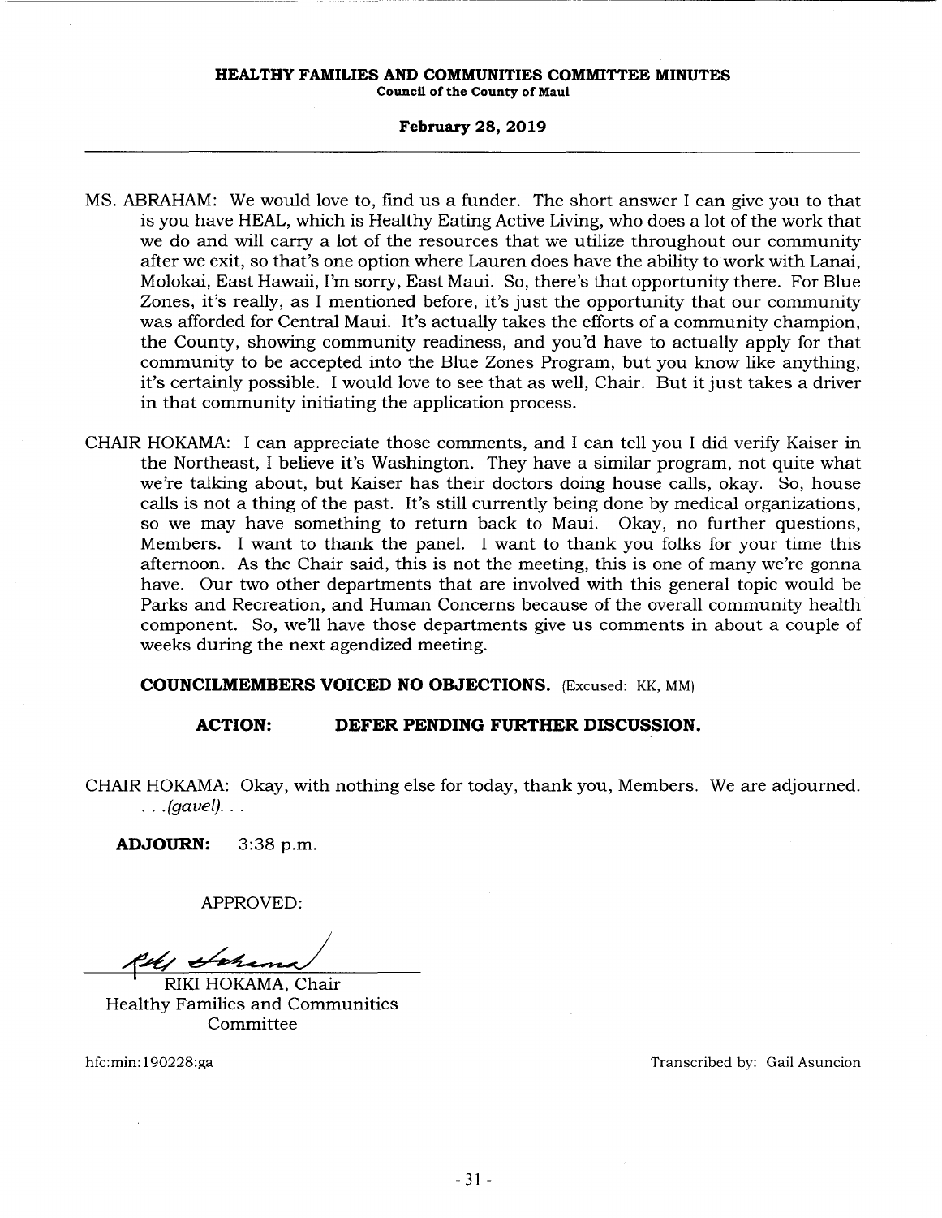MS. ABRAHAM: We would love to, find us a funder. The short answer I can give you to that is you have HEAL, which is Healthy Eating Active Living, who does a lot of the work that we do and will carry a lot of the resources that we utilize throughout our community after we exit, so that's one option where Lauren does have the ability to work with Lanai, Molokai, East Hawaii, I'm sorry, East Maui. So, there's that opportunity there. For Blue Zones, it's really, as I mentioned before, it's just the opportunity that our community was afforded for Central Maui. It's actually takes the efforts of a community champion, the County, showing community readiness, and you'd have to actually apply for that community to be accepted into the Blue Zones Program, but you know like anything, it's certainly possible. I would love to see that as well, Chair. But it just takes a driver in that community initiating the application process.

CHAIR HOKAMA: I can appreciate those comments, and I can tell you I did verify Kaiser in the Northeast, I believe it's Washington. They have a similar program, not quite what we're talking about, but Kaiser has their doctors doing house calls, okay. So, house calls is not a thing of the past. It's still currently being done by medical organizations, so we may have something to return back to Maui. Okay, no further questions, Members. I want to thank the panel. I want to thank you folks for your time this afternoon. As the Chair said, this is not the meeting, this is one of many we're gonna have. Our two other departments that are involved with this general topic would be Parks and Recreation, and Human Concerns because of the overall community health component. So, we'll have those departments give us comments in about a couple of weeks during the next agendized meeting.

**COUNCILMEMBERS VOICED NO OBJECTIONS.** (Excused: KK, MM)

**ACTION: DEFER PENDING FURTHER DISCUSSION.**

CHAIR HOKAMA: Okay, with nothing else for today, thank you, Members. We are adjourned. . . .*(gavel)*. . .

**ADJOURN:** 3:38 p.m.

APPROVED:

RIKI HOKAMA, Chair
Healthy Families and Communities Committee

hfc:min:190228:ga

Transcribed by: Gail Asuncion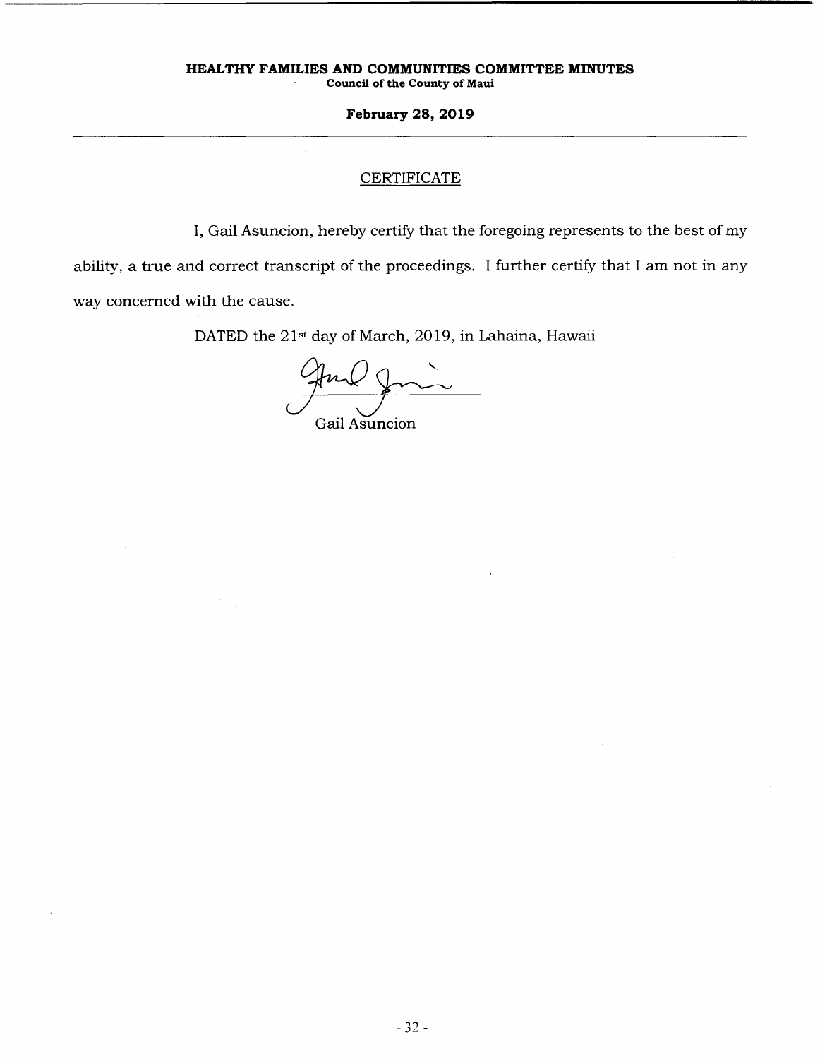## CERTIFICATE

I, Gail Asuncion, hereby certify that the foregoing represents to the best of my ability, a true and correct transcript of the proceedings. I further certify that I am not in any way concerned with the cause.

DATED the 21st day of March, 2019, in Lahaina, Hawaii

Gail Asuncion